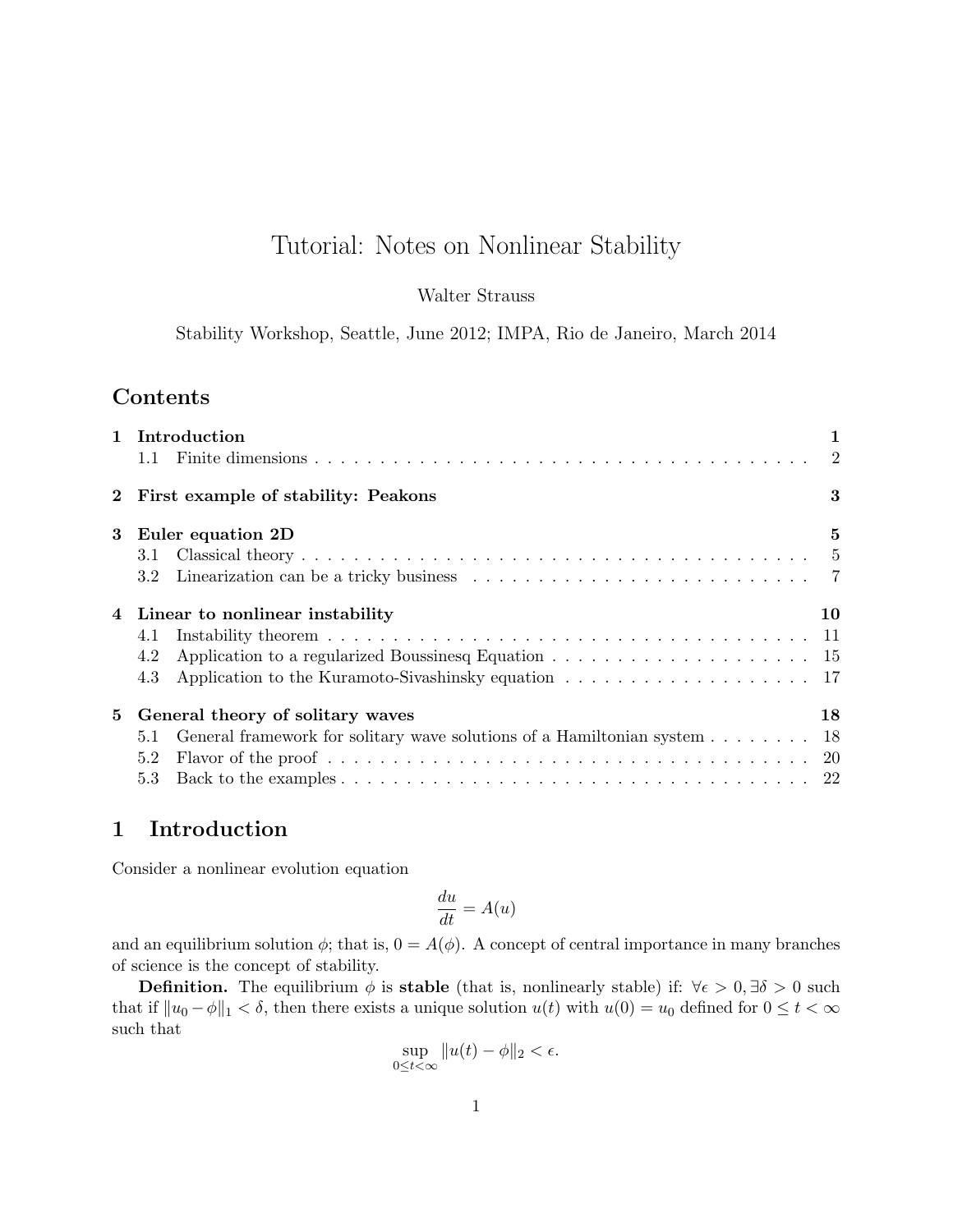# Tutorial: Notes on Nonlinear Stability

Walter Strauss

Stability Workshop, Seattle, June 2012; IMPA, Rio de Janeiro, March 2014

## Contents

| | | |
|---|---|---|
| **1** | **Introduction** | **1** |
| 1.1 | Finite dimensions | 2 |
| **2** | **First example of stability: Peakons** | **3** |
| **3** | **Euler equation 2D** | **5** |
| 3.1 | Classical theory | 5 |
| 3.2 | Linearization can be a tricky business | 7 |
| **4** | **Linear to nonlinear instability** | **10** |
| 4.1 | Instability theorem | 11 |
| 4.2 | Application to a regularized Boussinesq Equation | 15 |
| 4.3 | Application to the Kuramoto-Sivashinsky equation | 17 |
| **5** | **General theory of solitary waves** | **18** |
| 5.1 | General framework for solitary wave solutions of a Hamiltonian system | 18 |
| 5.2 | Flavor of the proof | 20 |
| 5.3 | Back to the examples | 22 |

## 1 Introduction

Consider a nonlinear evolution equation

$$\frac{du}{dt} = A(u)$$

and an equilibrium solution $\phi$; that is, $0 = A(\phi)$. A concept of central importance in many branches of science is the concept of stability.

**Definition.** The equilibrium $\phi$ is **stable** (that is, nonlinearly stable) if: $\forall \epsilon > 0, \exists \delta > 0$ such that if $\|u_0 - \phi\|_1 < \delta$, then there exists a unique solution $u(t)$ with $u(0) = u_0$ defined for $0 \leq t < \infty$ such that

$$\sup_{0 \leq t < \infty} \|u(t) - \phi\|_2 < \epsilon.$$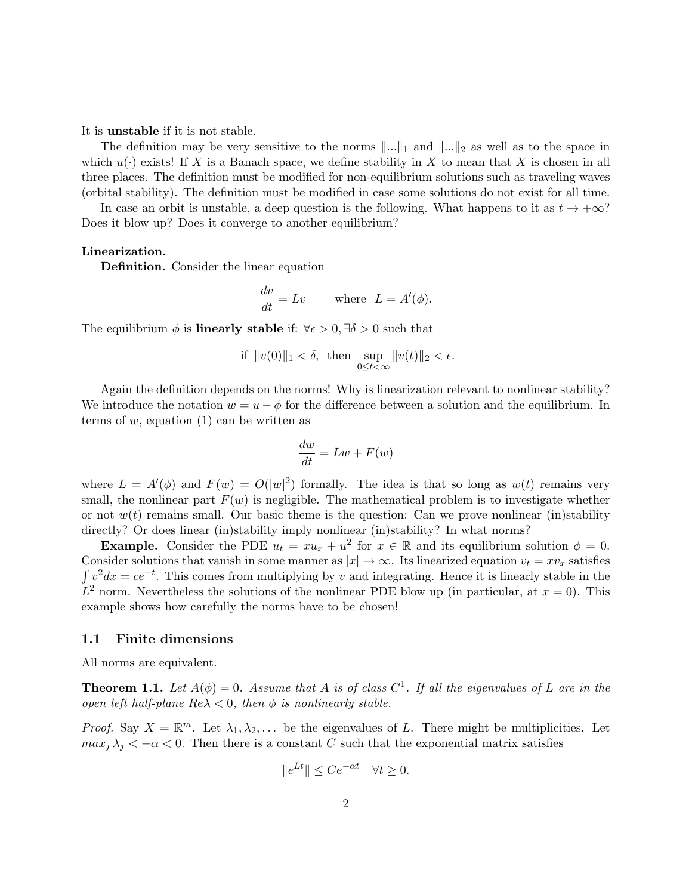It is **unstable** if it is not stable.

The definition may be very sensitive to the norms $\|...\|_1$ and $\|...\|_2$ as well as to the space in which $u(\cdot)$ exists! If $X$ is a Banach space, we define stability in $X$ to mean that $X$ is chosen in all three places. The definition must be modified for non-equilibrium solutions such as traveling waves (orbital stability). The definition must be modified in case some solutions do not exist for all time.

In case an orbit is unstable, a deep question is the following. What happens to it as $t \to +\infty$? Does it blow up? Does it converge to another equilibrium?

**Linearization.**

**Definition.** Consider the linear equation

$$\frac{dv}{dt} = Lv \qquad \text{where} \quad L = A'(\phi).$$

The equilibrium $\phi$ is **linearly stable** if: $\forall \epsilon > 0, \exists \delta > 0$ such that

$$\text{if } \|v(0)\|_1 < \delta, \text{ then } \sup_{0 \le t < \infty} \|v(t)\|_2 < \epsilon.$$

Again the definition depends on the norms! Why is linearization relevant to nonlinear stability? We introduce the notation $w = u - \phi$ for the difference between a solution and the equilibrium. In terms of $w$, equation (1) can be written as

$$\frac{dw}{dt} = Lw + F(w)$$

where $L = A'(\phi)$ and $F(w) = O(|w|^2)$ formally. The idea is that so long as $w(t)$ remains very small, the nonlinear part $F(w)$ is negligible. The mathematical problem is to investigate whether or not $w(t)$ remains small. Our basic theme is the question: Can we prove nonlinear (in)stability directly? Or does linear (in)stability imply nonlinear (in)stability? In what norms?

**Example.** Consider the PDE $u_t = xu_x + u^2$ for $x \in \mathbb{R}$ and its equilibrium solution $\phi = 0$. Consider solutions that vanish in some manner as $|x| \to \infty$. Its linearized equation $v_t = xv_x$ satisfies $\int v^2 dx = ce^{-t}$. This comes from multiplying by $v$ and integrating. Hence it is linearly stable in the $L^2$ norm. Nevertheless the solutions of the nonlinear PDE blow up (in particular, at $x = 0$). This example shows how carefully the norms have to be chosen!

## 1.1 Finite dimensions

All norms are equivalent.

**Theorem 1.1.** *Let $A(\phi) = 0$. Assume that $A$ is of class $C^1$. If all the eigenvalues of $L$ are in the open left half-plane $Re\lambda < 0$, then $\phi$ is nonlinearly stable.*

*Proof.* Say $X = \mathbb{R}^m$. Let $\lambda_1, \lambda_2, \ldots$ be the eigenvalues of $L$. There might be multiplicities. Let $max_j \, \lambda_j < -\alpha < 0$. Then there is a constant $C$ such that the exponential matrix satisfies

$$\|e^{Lt}\| \le Ce^{-\alpha t} \quad \forall t \ge 0.$$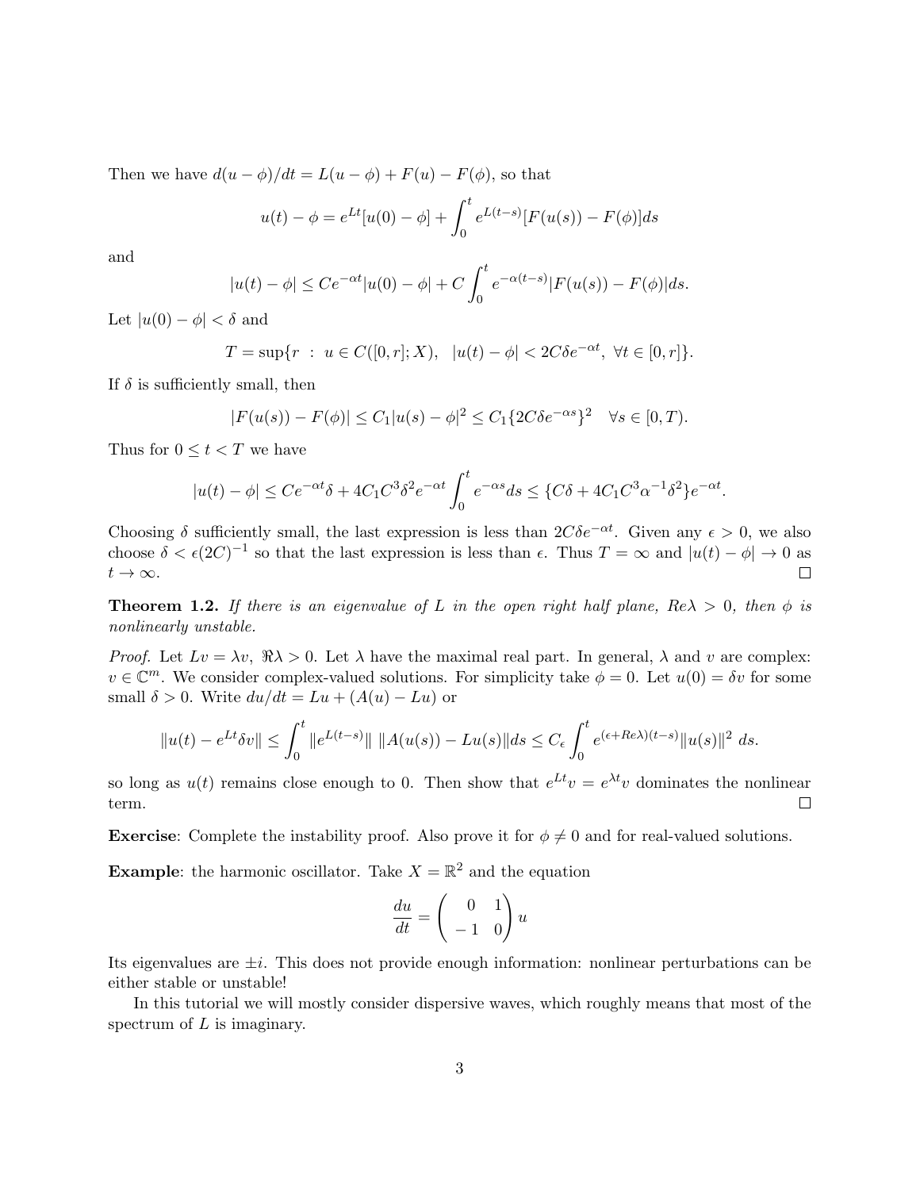Then we have $d(u - \phi)/dt = L(u - \phi) + F(u) - F(\phi)$, so that

$$u(t) - \phi = e^{Lt}[u(0) - \phi] + \int_0^t e^{L(t-s)}[F(u(s)) - F(\phi)]ds$$

and

$$|u(t) - \phi| \leq Ce^{-\alpha t}|u(0) - \phi| + C\int_0^t e^{-\alpha(t-s)}|F(u(s)) - F(\phi)|ds.$$

Let $|u(0) - \phi| < \delta$ and

$$T = \sup\{r \ : \ u \in C([0,r];X), \quad |u(t) - \phi| < 2C\delta e^{-\alpha t}, \ \forall t \in [0,r]\}.$$

If $\delta$ is sufficiently small, then

$$|F(u(s)) - F(\phi)| \leq C_1|u(s) - \phi|^2 \leq C_1\{2C\delta e^{-\alpha s}\}^2 \quad \forall s \in [0,T).$$

Thus for $0 \leq t < T$ we have

$$|u(t) - \phi| \leq Ce^{-\alpha t}\delta + 4C_1C^3\delta^2 e^{-\alpha t}\int_0^t e^{-\alpha s}ds \leq \{C\delta + 4C_1C^3\alpha^{-1}\delta^2\}e^{-\alpha t}.$$

Choosing $\delta$ sufficiently small, the last expression is less than $2C\delta e^{-\alpha t}$. Given any $\epsilon > 0$, we also choose $\delta < \epsilon(2C)^{-1}$ so that the last expression is less than $\epsilon$. Thus $T = \infty$ and $|u(t) - \phi| \to 0$ as $t \to \infty$. □

**Theorem 1.2.** *If there is an eigenvalue of $L$ in the open right half plane, $Re\lambda > 0$, then $\phi$ is nonlinearly unstable.*

*Proof.* Let $Lv = \lambda v$, $\Re\lambda > 0$. Let $\lambda$ have the maximal real part. In general, $\lambda$ and $v$ are complex: $v \in \mathbb{C}^m$. We consider complex-valued solutions. For simplicity take $\phi = 0$. Let $u(0) = \delta v$ for some small $\delta > 0$. Write $du/dt = Lu + (A(u) - Lu)$ or

$$\|u(t) - e^{Lt}\delta v\| \leq \int_0^t \|e^{L(t-s)}\| \ \|A(u(s)) - Lu(s)\|ds \leq C_\epsilon \int_0^t e^{(\epsilon + Re\lambda)(t-s)}\|u(s)\|^2 \ ds.$$

so long as $u(t)$ remains close enough to 0. Then show that $e^{Lt}v = e^{\lambda t}v$ dominates the nonlinear term. □

**Exercise**: Complete the instability proof. Also prove it for $\phi \neq 0$ and for real-valued solutions.

**Example**: the harmonic oscillator. Take $X = \mathbb{R}^2$ and the equation

$$\frac{du}{dt} = \begin{pmatrix} 0 & 1 \\ -1 & 0 \end{pmatrix} u$$

Its eigenvalues are $\pm i$. This does not provide enough information: nonlinear perturbations can be either stable or unstable!

In this tutorial we will mostly consider dispersive waves, which roughly means that most of the spectrum of $L$ is imaginary.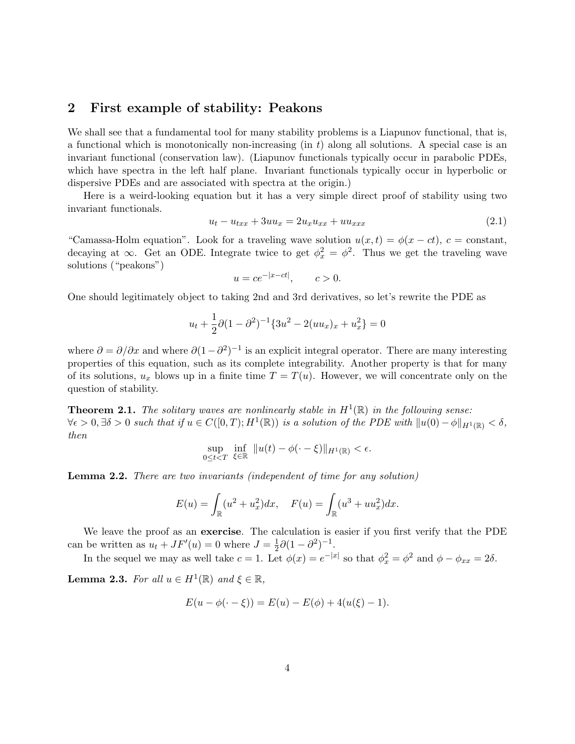## 2 First example of stability: Peakons

We shall see that a fundamental tool for many stability problems is a Liapunov functional, that is, a functional which is monotonically non-increasing (in $t$) along all solutions. A special case is an invariant functional (conservation law). (Liapunov functionals typically occur in parabolic PDEs, which have spectra in the left half plane. Invariant functionals typically occur in hyperbolic or dispersive PDEs and are associated with spectra at the origin.)

Here is a weird-looking equation but it has a very simple direct proof of stability using two invariant functionals.

$$u_t - u_{txx} + 3uu_x = 2u_x u_{xx} + uu_{xxx} \tag{2.1}$$

"Camassa-Holm equation". Look for a traveling wave solution $u(x,t) = \phi(x - ct)$, $c$ = constant, decaying at $\infty$. Get an ODE. Integrate twice to get $\phi_x^2 = \phi^2$. Thus we get the traveling wave solutions ("peakons")

$$u = ce^{-|x-ct|}, \qquad c > 0.$$

One should legitimately object to taking 2nd and 3rd derivatives, so let's rewrite the PDE as

$$u_t + \frac{1}{2}\partial(1-\partial^2)^{-1}\{3u^2 - 2(uu_x)_x + u_x^2\} = 0$$

where $\partial = \partial/\partial x$ and where $\partial(1-\partial^2)^{-1}$ is an explicit integral operator. There are many interesting properties of this equation, such as its complete integrability. Another property is that for many of its solutions, $u_x$ blows up in a finite time $T = T(u)$. However, we will concentrate only on the question of stability.

**Theorem 2.1.** *The solitary waves are nonlinearly stable in $H^1(\mathbb{R})$ in the following sense: $\forall \epsilon > 0, \exists \delta > 0$ such that if $u \in C([0,T); H^1(\mathbb{R}))$ is a solution of the PDE with $\|u(0) - \phi\|_{H^1(\mathbb{R})} < \delta$, then*

$$\sup_{0 \le t < T} \inf_{\xi \in \mathbb{R}} \|u(t) - \phi(\cdot - \xi)\|_{H^1(\mathbb{R})} < \epsilon.$$

**Lemma 2.2.** *There are two invariants (independent of time for any solution)*

$$E(u) = \int_{\mathbb{R}} (u^2 + u_x^2)dx, \quad F(u) = \int_{\mathbb{R}} (u^3 + uu_x^2)dx.$$

We leave the proof as an **exercise**. The calculation is easier if you first verify that the PDE can be written as $u_t + JF'(u) = 0$ where $J = \frac{1}{2}\partial(1-\partial^2)^{-1}$.

In the sequel we may as well take $c = 1$. Let $\phi(x) = e^{-|x|}$ so that $\phi_x^2 = \phi^2$ and $\phi - \phi_{xx} = 2\delta$.

**Lemma 2.3.** *For all $u \in H^1(\mathbb{R})$ and $\xi \in \mathbb{R}$,*

$$E(u - \phi(\cdot - \xi)) = E(u) - E(\phi) + 4(u(\xi) - 1).$$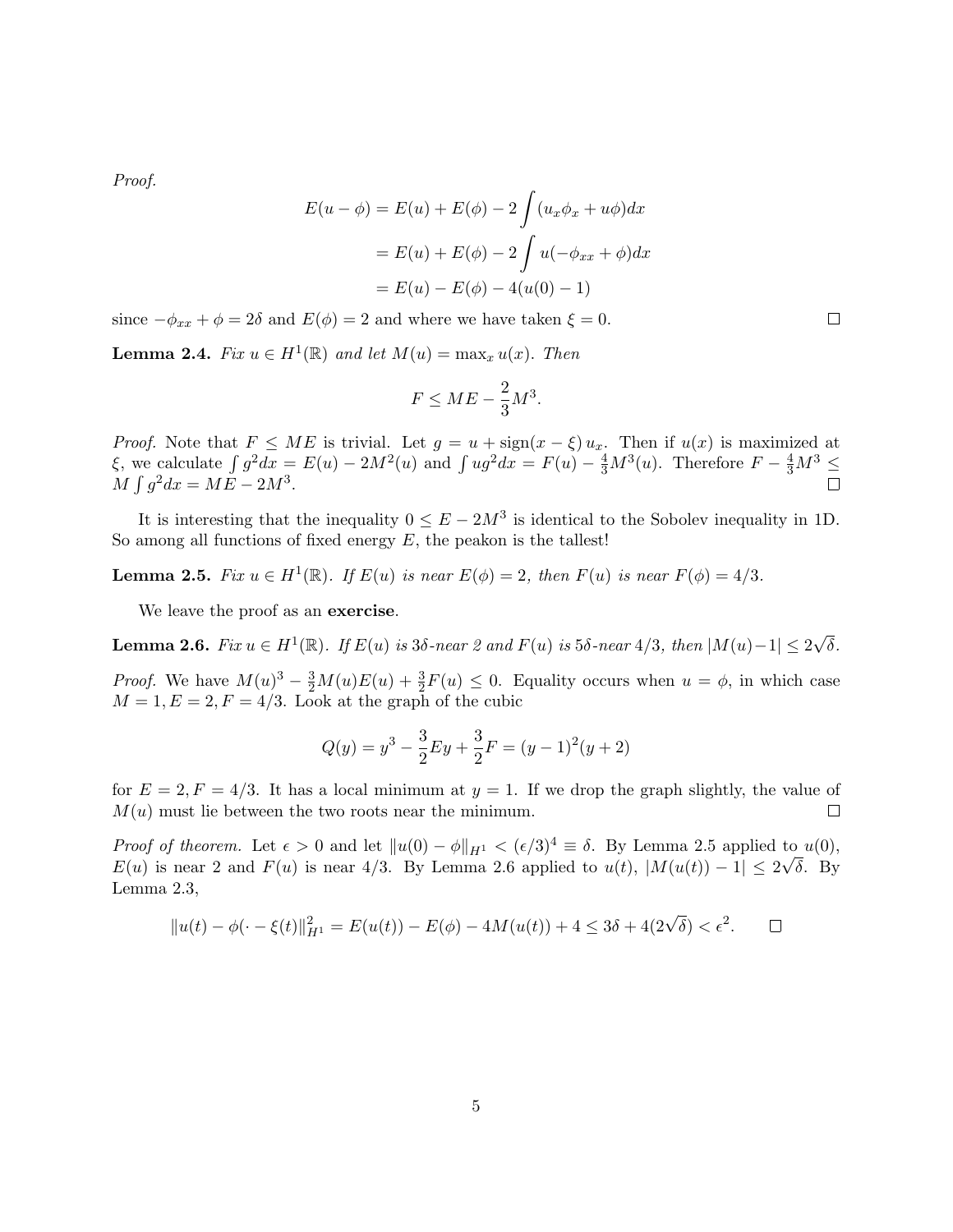*Proof.*

$$
\begin{aligned}
E(u-\phi) &= E(u) + E(\phi) - 2\int (u_x\phi_x + u\phi)dx \\
&= E(u) + E(\phi) - 2\int u(-\phi_{xx} + \phi)dx \\
&= E(u) - E(\phi) - 4(u(0) - 1)
\end{aligned}
$$

since $-\phi_{xx} + \phi = 2\delta$ and $E(\phi) = 2$ and where we have taken $\xi = 0$. □

**Lemma 2.4.** *Fix $u \in H^1(\mathbb{R})$ and let $M(u) = \max_x u(x)$. Then*

$$
F \leq ME - \frac{2}{3}M^3.
$$

*Proof.* Note that $F \leq ME$ is trivial. Let $g = u + \text{sign}(x-\xi)\, u_x$. Then if $u(x)$ is maximized at $\xi$, we calculate $\int g^2 dx = E(u) - 2M^2(u)$ and $\int ug^2 dx = F(u) - \frac{4}{3}M^3(u)$. Therefore $F - \frac{4}{3}M^3 \leq M\int g^2 dx = ME - 2M^3$. □

It is interesting that the inequality $0 \leq E - 2M^3$ is identical to the Sobolev inequality in 1D. So among all functions of fixed energy $E$, the peakon is the tallest!

**Lemma 2.5.** *Fix $u \in H^1(\mathbb{R})$. If $E(u)$ is near $E(\phi) = 2$, then $F(u)$ is near $F(\phi) = 4/3$.*

We leave the proof as an **exercise**.

**Lemma 2.6.** *Fix $u \in H^1(\mathbb{R})$. If $E(u)$ is $3\delta$-near 2 and $F(u)$ is $5\delta$-near $4/3$, then $|M(u) - 1| \leq 2\sqrt{\delta}$.*

*Proof.* We have $M(u)^3 - \frac{3}{2}M(u)E(u) + \frac{3}{2}F(u) \leq 0$. Equality occurs when $u = \phi$, in which case $M = 1, E = 2, F = 4/3$. Look at the graph of the cubic

$$
Q(y) = y^3 - \frac{3}{2}Ey + \frac{3}{2}F = (y-1)^2(y+2)
$$

for $E = 2, F = 4/3$. It has a local minimum at $y = 1$. If we drop the graph slightly, the value of $M(u)$ must lie between the two roots near the minimum. □

*Proof of theorem.* Let $\epsilon > 0$ and let $\|u(0) - \phi\|_{H^1} < (\epsilon/3)^4 \equiv \delta$. By Lemma 2.5 applied to $u(0)$, $E(u)$ is near 2 and $F(u)$ is near $4/3$. By Lemma 2.6 applied to $u(t)$, $|M(u(t)) - 1| \leq 2\sqrt{\delta}$. By Lemma 2.3,

$$
\|u(t) - \phi(\cdot - \xi(t)\|_{H^1}^2 = E(u(t)) - E(\phi) - 4M(u(t)) + 4 \leq 3\delta + 4(2\sqrt{\delta}) < \epsilon^2. \quad \square
$$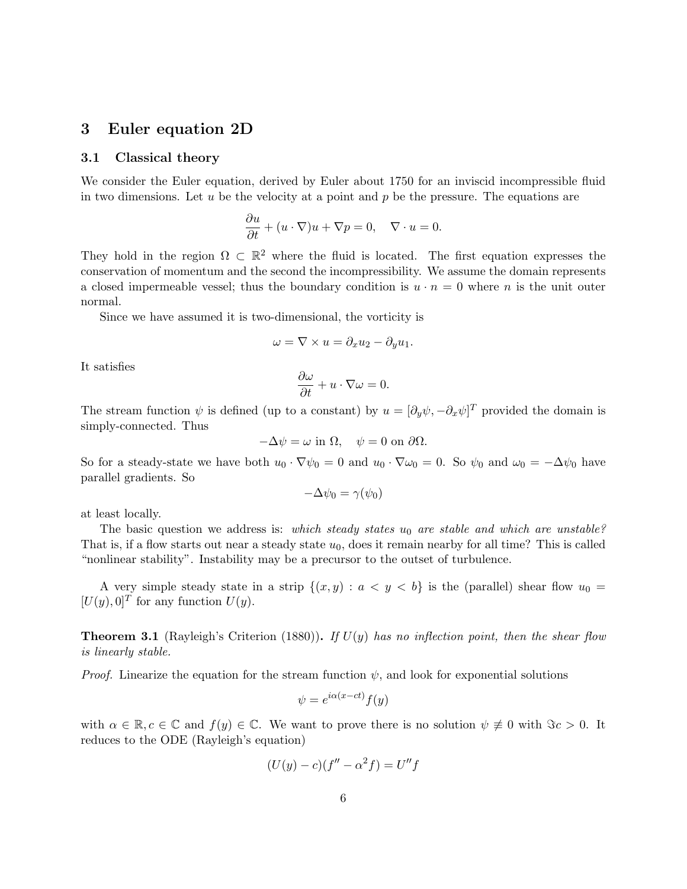# 3 Euler equation 2D

## 3.1 Classical theory

We consider the Euler equation, derived by Euler about 1750 for an inviscid incompressible fluid in two dimensions. Let $u$ be the velocity at a point and $p$ be the pressure. The equations are

$$\frac{\partial u}{\partial t} + (u \cdot \nabla)u + \nabla p = 0, \quad \nabla \cdot u = 0.$$

They hold in the region $\Omega \subset \mathbb{R}^2$ where the fluid is located. The first equation expresses the conservation of momentum and the second the incompressibility. We assume the domain represents a closed impermeable vessel; thus the boundary condition is $u \cdot n = 0$ where $n$ is the unit outer normal.

Since we have assumed it is two-dimensional, the vorticity is

$$\omega = \nabla \times u = \partial_x u_2 - \partial_y u_1.$$

It satisfies

$$\frac{\partial \omega}{\partial t} + u \cdot \nabla \omega = 0.$$

The stream function $\psi$ is defined (up to a constant) by $u = [\partial_y \psi, -\partial_x \psi]^T$ provided the domain is simply-connected. Thus

$$-\Delta \psi = \omega \text{ in } \Omega, \quad \psi = 0 \text{ on } \partial\Omega.$$

So for a steady-state we have both $u_0 \cdot \nabla \psi_0 = 0$ and $u_0 \cdot \nabla \omega_0 = 0$. So $\psi_0$ and $\omega_0 = -\Delta \psi_0$ have parallel gradients. So

$$-\Delta \psi_0 = \gamma(\psi_0)$$

at least locally.

The basic question we address is: *which steady states $u_0$ are stable and which are unstable?* That is, if a flow starts out near a steady state $u_0$, does it remain nearby for all time? This is called "nonlinear stability". Instability may be a precursor to the outset of turbulence.

A very simple steady state in a strip $\{(x, y) : a < y < b\}$ is the (parallel) shear flow $u_0 = [U(y), 0]^T$ for any function $U(y)$.

**Theorem 3.1** (Rayleigh's Criterion (1880))**.** *If $U(y)$ has no inflection point, then the shear flow is linearly stable.*

*Proof.* Linearize the equation for the stream function $\psi$, and look for exponential solutions

$$\psi = e^{i\alpha(x-ct)} f(y)$$

with $\alpha \in \mathbb{R}, c \in \mathbb{C}$ and $f(y) \in \mathbb{C}$. We want to prove there is no solution $\psi \not\equiv 0$ with $\Im c > 0$. It reduces to the ODE (Rayleigh's equation)

$$(U(y) - c)(f'' - \alpha^2 f) = U'' f$$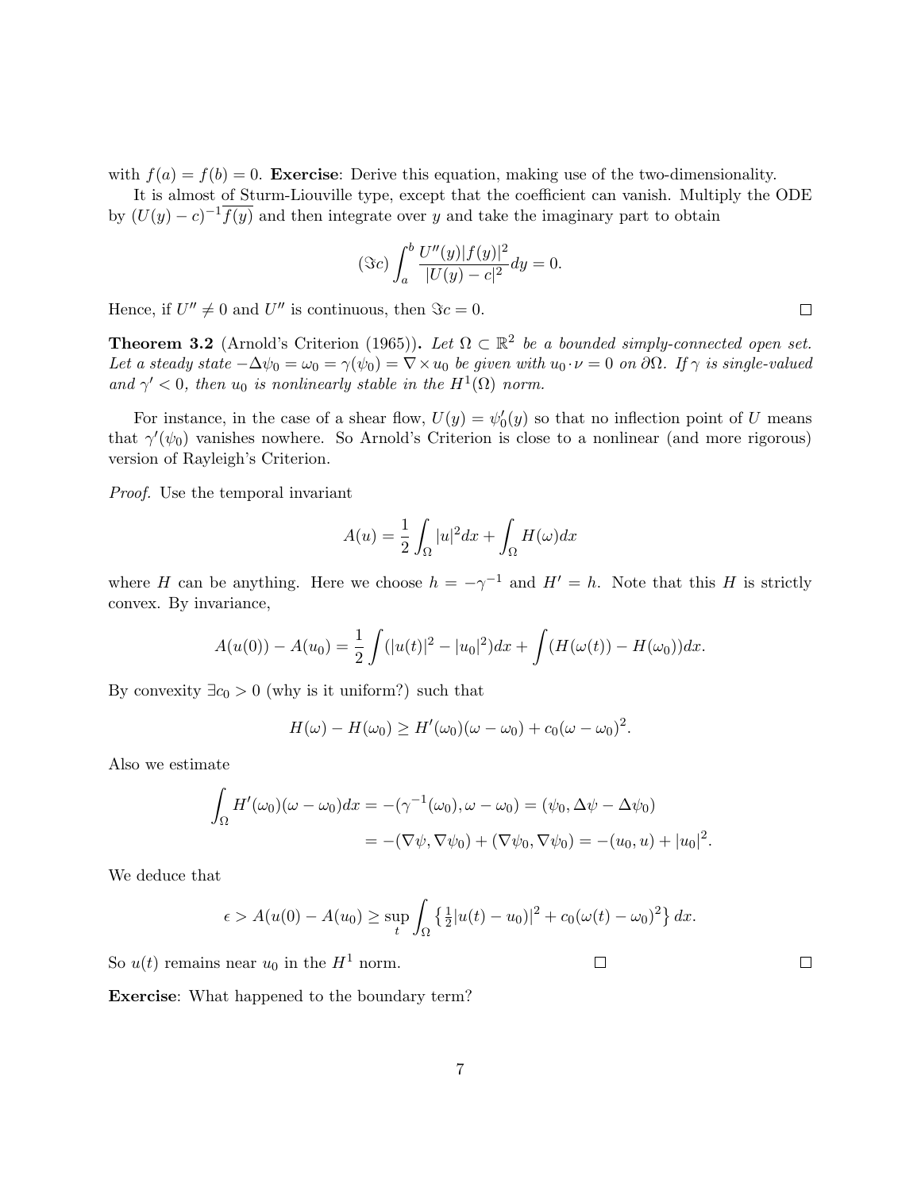with $f(a) = f(b) = 0$. **Exercise**: Derive this equation, making use of the two-dimensionality.

It is almost of Sturm-Liouville type, except that the coefficient can vanish. Multiply the ODE by $(U(y) - c)^{-1}\overline{f(y)}$ and then integrate over $y$ and take the imaginary part to obtain

$$(\Im c) \int_a^b \frac{U''(y)|f(y)|^2}{|U(y) - c|^2} dy = 0.$$

Hence, if $U'' \neq 0$ and $U''$ is continuous, then $\Im c = 0$. $\square$

**Theorem 3.2** (Arnold's Criterion (1965)). *Let $\Omega \subset \mathbb{R}^2$ be a bounded simply-connected open set. Let a steady state $-\Delta\psi_0 = \omega_0 = \gamma(\psi_0) = \nabla \times u_0$ be given with $u_0 \cdot \nu = 0$ on $\partial\Omega$. If $\gamma$ is single-valued and $\gamma' < 0$, then $u_0$ is nonlinearly stable in the $H^1(\Omega)$ norm.*

For instance, in the case of a shear flow, $U(y) = \psi_0'(y)$ so that no inflection point of $U$ means that $\gamma'(\psi_0)$ vanishes nowhere. So Arnold's Criterion is close to a nonlinear (and more rigorous) version of Rayleigh's Criterion.

*Proof.* Use the temporal invariant

$$A(u) = \frac{1}{2}\int_\Omega |u|^2 dx + \int_\Omega H(\omega) dx$$

where $H$ can be anything. Here we choose $h = -\gamma^{-1}$ and $H' = h$. Note that this $H$ is strictly convex. By invariance,

$$A(u(0)) - A(u_0) = \frac{1}{2}\int (|u(t)|^2 - |u_0|^2) dx + \int (H(\omega(t)) - H(\omega_0)) dx.$$

By convexity $\exists c_0 > 0$ (why is it uniform?) such that

$$H(\omega) - H(\omega_0) \geq H'(\omega_0)(\omega - \omega_0) + c_0(\omega - \omega_0)^2.$$

Also we estimate

$$\begin{aligned}
\int_\Omega H'(\omega_0)(\omega - \omega_0) dx &= -(\gamma^{-1}(\omega_0), \omega - \omega_0) = (\psi_0, \Delta\psi - \Delta\psi_0) \\
&= -(\nabla\psi, \nabla\psi_0) + (\nabla\psi_0, \nabla\psi_0) = -(u_0, u) + |u_0|^2.
\end{aligned}$$

We deduce that

$$\epsilon > A(u(0) - A(u_0) \geq \sup_t \int_\Omega \left\{ \tfrac{1}{2}|u(t) - u_0)|^2 + c_0(\omega(t) - \omega_0)^2 \right\} dx.$$

So $u(t)$ remains near $u_0$ in the $H^1$ norm. $\square$ $\square$

**Exercise**: What happened to the boundary term?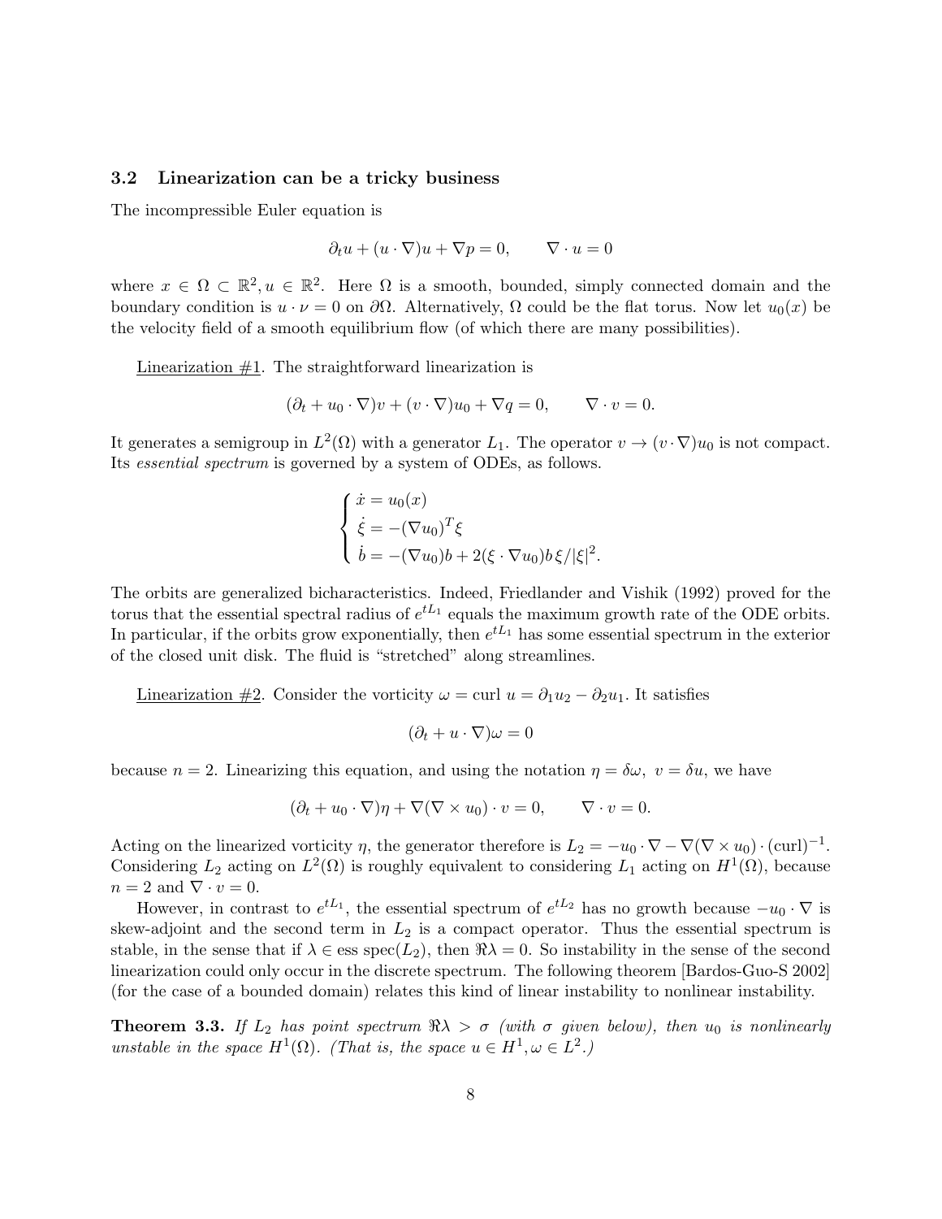### 3.2 Linearization can be a tricky business

The incompressible Euler equation is

$$\partial_t u + (u \cdot \nabla)u + \nabla p = 0, \qquad \nabla \cdot u = 0$$

where $x \in \Omega \subset \mathbb{R}^2, u \in \mathbb{R}^2$. Here $\Omega$ is a smooth, bounded, simply connected domain and the boundary condition is $u \cdot \nu = 0$ on $\partial\Omega$. Alternatively, $\Omega$ could be the flat torus. Now let $u_0(x)$ be the velocity field of a smooth equilibrium flow (of which there are many possibilities).

<u>Linearization #1</u>. The straightforward linearization is

$$(\partial_t + u_0 \cdot \nabla)v + (v \cdot \nabla)u_0 + \nabla q = 0, \qquad \nabla \cdot v = 0.$$

It generates a semigroup in $L^2(\Omega)$ with a generator $L_1$. The operator $v \to (v \cdot \nabla)u_0$ is not compact. Its *essential spectrum* is governed by a system of ODEs, as follows.

$$\begin{cases} \dot{x} = u_0(x) \\ \dot{\xi} = -(\nabla u_0)^T \xi \\ \dot{b} = -(\nabla u_0)b + 2(\xi \cdot \nabla u_0) b \, \xi / |\xi|^2. \end{cases}$$

The orbits are generalized bicharacteristics. Indeed, Friedlander and Vishik (1992) proved for the torus that the essential spectral radius of $e^{tL_1}$ equals the maximum growth rate of the ODE orbits. In particular, if the orbits grow exponentially, then $e^{tL_1}$ has some essential spectrum in the exterior of the closed unit disk. The fluid is "stretched" along streamlines.

<u>Linearization #2</u>. Consider the vorticity $\omega = \text{curl } u = \partial_1 u_2 - \partial_2 u_1$. It satisfies

$$(\partial_t + u \cdot \nabla)\omega = 0$$

because $n = 2$. Linearizing this equation, and using the notation $\eta = \delta\omega, \ v = \delta u$, we have

$$(\partial_t + u_0 \cdot \nabla)\eta + \nabla(\nabla \times u_0) \cdot v = 0, \qquad \nabla \cdot v = 0.$$

Acting on the linearized vorticity $\eta$, the generator therefore is $L_2 = -u_0 \cdot \nabla - \nabla(\nabla \times u_0) \cdot (\text{curl})^{-1}$. Considering $L_2$ acting on $L^2(\Omega)$ is roughly equivalent to considering $L_1$ acting on $H^1(\Omega)$, because $n = 2$ and $\nabla \cdot v = 0$.

However, in contrast to $e^{tL_1}$, the essential spectrum of $e^{tL_2}$ has no growth because $-u_0 \cdot \nabla$ is skew-adjoint and the second term in $L_2$ is a compact operator. Thus the essential spectrum is stable, in the sense that if $\lambda \in \text{ess spec}(L_2)$, then $\Re\lambda = 0$. So instability in the sense of the second linearization could only occur in the discrete spectrum. The following theorem [Bardos-Guo-S 2002] (for the case of a bounded domain) relates this kind of linear instability to nonlinear instability.

**Theorem 3.3.** *If $L_2$ has point spectrum $\Re\lambda > \sigma$ (with $\sigma$ given below), then $u_0$ is nonlinearly unstable in the space $H^1(\Omega)$. (That is, the space $u \in H^1, \omega \in L^2$.)*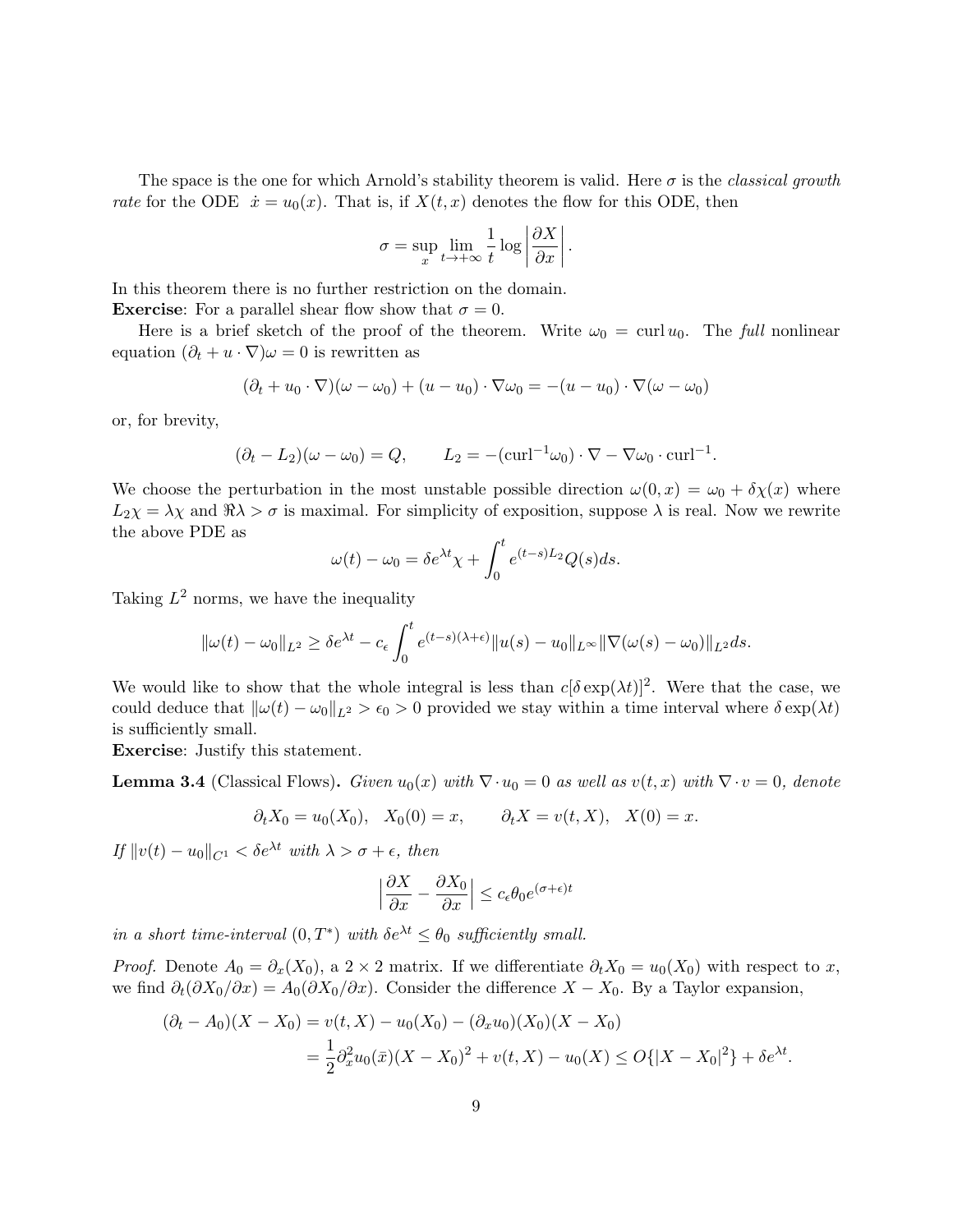The space is the one for which Arnold's stability theorem is valid. Here $\sigma$ is the *classical growth rate* for the ODE $\dot{x} = u_0(x)$. That is, if $X(t,x)$ denotes the flow for this ODE, then

$$\sigma = \sup_x \lim_{t\to+\infty} \frac{1}{t} \log \left| \frac{\partial X}{\partial x} \right|.$$

In this theorem there is no further restriction on the domain.
**Exercise**: For a parallel shear flow show that $\sigma = 0$.

Here is a brief sketch of the proof of the theorem. Write $\omega_0 = \operatorname{curl} u_0$. The *full* nonlinear equation $(\partial_t + u \cdot \nabla)\omega = 0$ is rewritten as

$$(\partial_t + u_0 \cdot \nabla)(\omega - \omega_0) + (u - u_0) \cdot \nabla \omega_0 = -(u - u_0) \cdot \nabla(\omega - \omega_0)$$

or, for brevity,

$$(\partial_t - L_2)(\omega - \omega_0) = Q, \qquad L_2 = -(\operatorname{curl}^{-1}\omega_0) \cdot \nabla - \nabla\omega_0 \cdot \operatorname{curl}^{-1}.$$

We choose the perturbation in the most unstable possible direction $\omega(0,x) = \omega_0 + \delta\chi(x)$ where $L_2\chi = \lambda\chi$ and $\Re\lambda > \sigma$ is maximal. For simplicity of exposition, suppose $\lambda$ is real. Now we rewrite the above PDE as

$$\omega(t) - \omega_0 = \delta e^{\lambda t}\chi + \int_0^t e^{(t-s)L_2} Q(s) ds.$$

Taking $L^2$ norms, we have the inequality

$$\|\omega(t) - \omega_0\|_{L^2} \geq \delta e^{\lambda t} - c_\epsilon \int_0^t e^{(t-s)(\lambda+\epsilon)} \|u(s) - u_0\|_{L^\infty} \|\nabla(\omega(s) - \omega_0)\|_{L^2} ds.$$

We would like to show that the whole integral is less than $c[\delta \exp(\lambda t)]^2$. Were that the case, we could deduce that $\|\omega(t) - \omega_0\|_{L^2} > \epsilon_0 > 0$ provided we stay within a time interval where $\delta \exp(\lambda t)$ is sufficiently small.
**Exercise**: Justify this statement.

**Lemma 3.4** (Classical Flows)**.** *Given $u_0(x)$ with $\nabla \cdot u_0 = 0$ as well as $v(t,x)$ with $\nabla \cdot v = 0$, denote*

$$\partial_t X_0 = u_0(X_0), \quad X_0(0) = x, \qquad \partial_t X = v(t,X), \quad X(0) = x.$$

*If $\|v(t) - u_0\|_{C^1} < \delta e^{\lambda t}$ with $\lambda > \sigma + \epsilon$, then*

$$\left| \frac{\partial X}{\partial x} - \frac{\partial X_0}{\partial x} \right| \leq c_\epsilon \theta_0 e^{(\sigma+\epsilon)t}$$

*in a short time-interval $(0, T^*)$ with $\delta e^{\lambda t} \leq \theta_0$ sufficiently small.*

*Proof.* Denote $A_0 = \partial_x(X_0)$, a $2 \times 2$ matrix. If we differentiate $\partial_t X_0 = u_0(X_0)$ with respect to $x$, we find $\partial_t(\partial X_0/\partial x) = A_0(\partial X_0/\partial x)$. Consider the difference $X - X_0$. By a Taylor expansion,

$$\begin{aligned}(\partial_t - A_0)(X - X_0) &= v(t,X) - u_0(X_0) - (\partial_x u_0)(X_0)(X - X_0) \\ &= \frac{1}{2}\partial_x^2 u_0(\bar{x})(X - X_0)^2 + v(t,X) - u_0(X) \leq O\{|X - X_0|^2\} + \delta e^{\lambda t}.\end{aligned}$$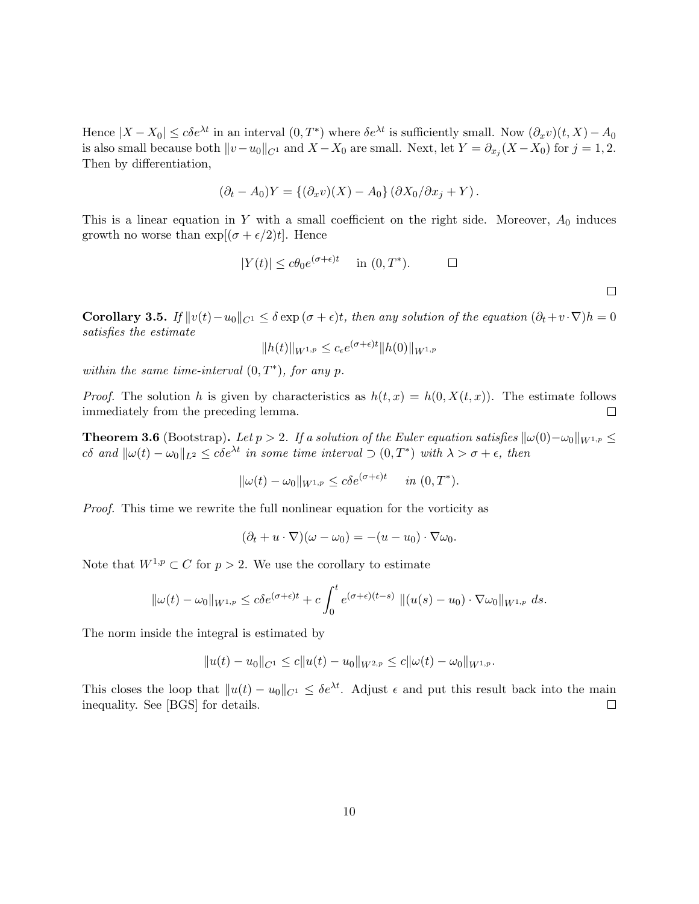Hence $|X - X_0| \le c\delta e^{\lambda t}$ in an interval $(0, T^*)$ where $\delta e^{\lambda t}$ is sufficiently small. Now $(\partial_x v)(t, X) - A_0$ is also small because both $\|v - u_0\|_{C^1}$ and $X - X_0$ are small. Next, let $Y = \partial_{x_j}(X - X_0)$ for $j = 1, 2$. Then by differentiation,

$$(\partial_t - A_0)Y = \{(\partial_x v)(X) - A_0\} \left(\partial X_0/\partial x_j + Y\right).$$

This is a linear equation in $Y$ with a small coefficient on the right side. Moreover, $A_0$ induces growth no worse than $\exp[(\sigma + \epsilon/2)t]$. Hence

$$|Y(t)| \le c\theta_0 e^{(\sigma+\epsilon)t} \quad \text{in } (0, T^*). \qquad \square$$

$\square$

**Corollary 3.5.** *If $\|v(t) - u_0\|_{C^1} \le \delta \exp{(\sigma + \epsilon)t}$, then any solution of the equation $(\partial_t + v \cdot \nabla)h = 0$ satisfies the estimate*

$$\|h(t)\|_{W^{1,p}} \le c_\epsilon e^{(\sigma+\epsilon)t} \|h(0)\|_{W^{1,p}}$$

*within the same time-interval $(0, T^*)$, for any $p$.*

*Proof.* The solution $h$ is given by characteristics as $h(t, x) = h(0, X(t, x))$. The estimate follows immediately from the preceding lemma. $\square$

**Theorem 3.6** (Bootstrap)**.** *Let $p > 2$. If a solution of the Euler equation satisfies $\|\omega(0) - \omega_0\|_{W^{1,p}} \le c\delta$ and $\|\omega(t) - \omega_0\|_{L^2} \le c\delta e^{\lambda t}$ in some time interval $\supset (0, T^*)$ with $\lambda > \sigma + \epsilon$, then*

$$\|\omega(t) - \omega_0\|_{W^{1,p}} \le c\delta e^{(\sigma+\epsilon)t} \quad \text{in } (0, T^*).$$

*Proof.* This time we rewrite the full nonlinear equation for the vorticity as

$$(\partial_t + u \cdot \nabla)(\omega - \omega_0) = -(u - u_0) \cdot \nabla \omega_0.$$

Note that $W^{1,p} \subset C$ for $p > 2$. We use the corollary to estimate

$$\|\omega(t) - \omega_0\|_{W^{1,p}} \le c\delta e^{(\sigma+\epsilon)t} + c \int_0^t e^{(\sigma+\epsilon)(t-s)} \; \|(u(s) - u_0) \cdot \nabla \omega_0\|_{W^{1,p}} \; ds.$$

The norm inside the integral is estimated by

$$\|u(t) - u_0\|_{C^1} \le c\|u(t) - u_0\|_{W^{2,p}} \le c\|\omega(t) - \omega_0\|_{W^{1,p}}.$$

This closes the loop that $\|u(t) - u_0\|_{C^1} \le \delta e^{\lambda t}$. Adjust $\epsilon$ and put this result back into the main inequality. See [BGS] for details. $\square$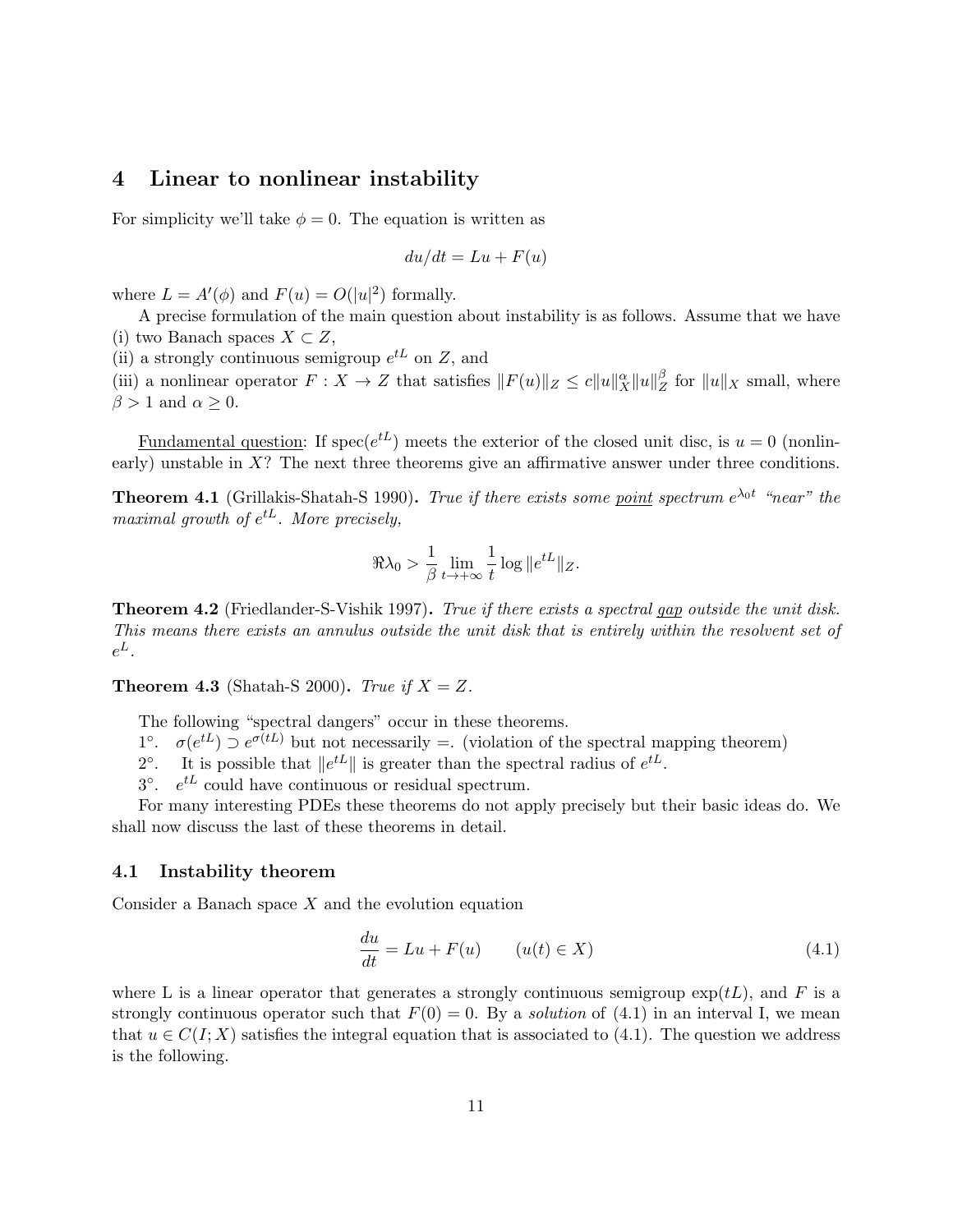## 4 Linear to nonlinear instability

For simplicity we'll take $\phi = 0$. The equation is written as

$$du/dt = Lu + F(u)$$

where $L = A'(\phi)$ and $F(u) = O(|u|^2)$ formally.

A precise formulation of the main question about instability is as follows. Assume that we have
(i) two Banach spaces $X \subset Z$,
(ii) a strongly continuous semigroup $e^{tL}$ on $Z$, and
(iii) a nonlinear operator $F : X \to Z$ that satisfies $\|F(u)\|_Z \leq c\|u\|_X^\alpha \|u\|_Z^\beta$ for $\|u\|_X$ small, where $\beta > 1$ and $\alpha \geq 0$.

Fundamental question: If spec$(e^{tL})$ meets the exterior of the closed unit disc, is $u = 0$ (nonlinearly) unstable in $X$? The next three theorems give an affirmative answer under three conditions.

**Theorem 4.1** (Grillakis-Shatah-S 1990)**.** *True if there exists some point spectrum $e^{\lambda_0 t}$ "near" the maximal growth of $e^{tL}$. More precisely,*

$$\Re\lambda_0 > \frac{1}{\beta} \lim_{t\to+\infty} \frac{1}{t} \log \|e^{tL}\|_Z.$$

**Theorem 4.2** (Friedlander-S-Vishik 1997)**.** *True if there exists a spectral gap outside the unit disk. This means there exists an annulus outside the unit disk that is entirely within the resolvent set of $e^L$.*

**Theorem 4.3** (Shatah-S 2000)**.** *True if $X = Z$.*

The following "spectral dangers" occur in these theorems.
1°. $\sigma(e^{tL}) \supset e^{\sigma(tL)}$ but not necessarily $=$. (violation of the spectral mapping theorem)
2°. It is possible that $\|e^{tL}\|$ is greater than the spectral radius of $e^{tL}$.
3°. $e^{tL}$ could have continuous or residual spectrum.

For many interesting PDEs these theorems do not apply precisely but their basic ideas do. We shall now discuss the last of these theorems in detail.

### 4.1 Instability theorem

Consider a Banach space $X$ and the evolution equation

$$\frac{du}{dt} = Lu + F(u) \qquad (u(t) \in X) \tag{4.1}$$

where L is a linear operator that generates a strongly continuous semigroup $\exp(tL)$, and $F$ is a strongly continuous operator such that $F(0) = 0$. By a *solution* of (4.1) in an interval I, we mean that $u \in C(I; X)$ satisfies the integral equation that is associated to (4.1). The question we address is the following.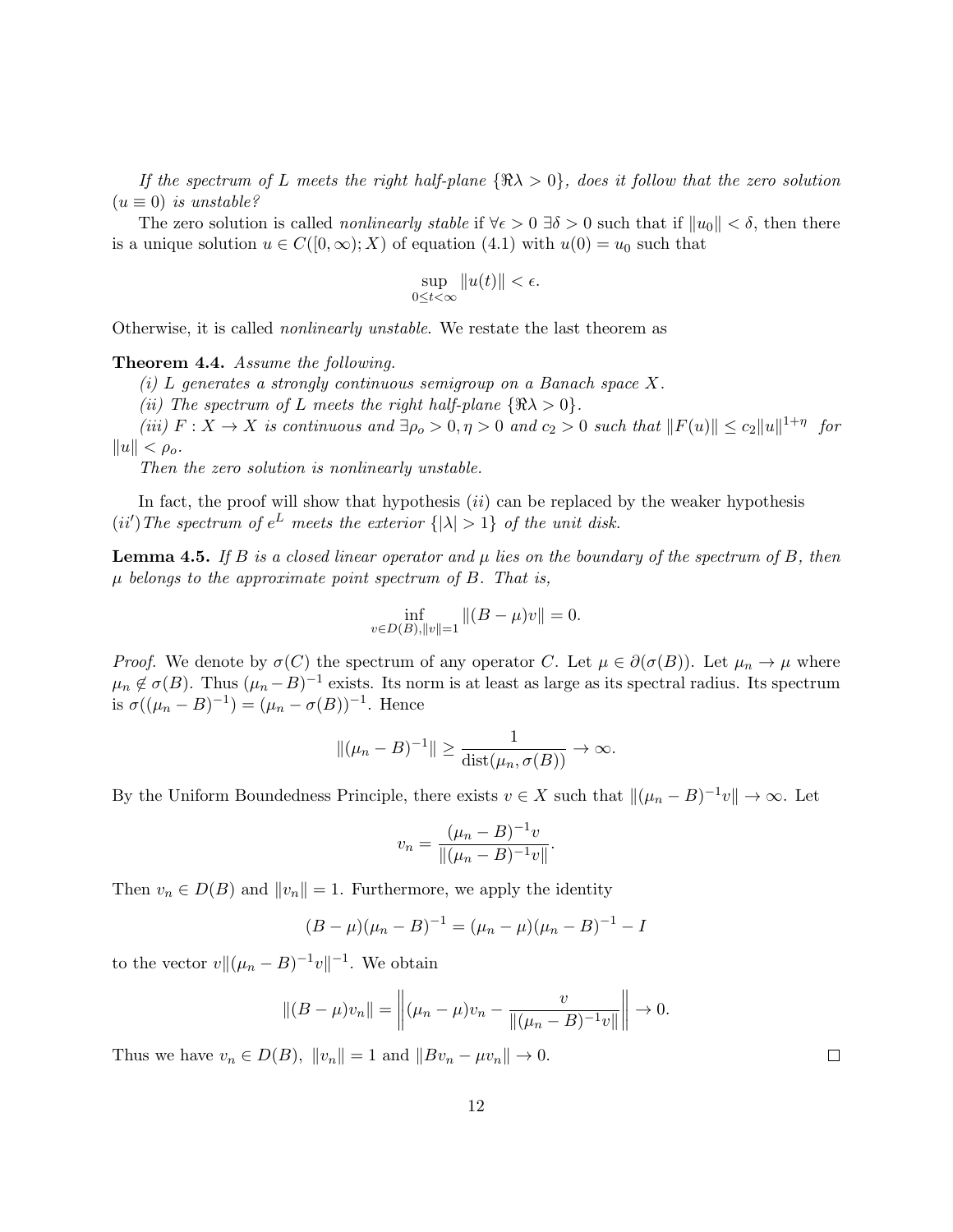*If the spectrum of $L$ meets the right half-plane $\{\Re\lambda > 0\}$, does it follow that the zero solution ($u \equiv 0$) is unstable?*

The zero solution is called *nonlinearly stable* if $\forall \epsilon > 0\ \exists \delta > 0$ such that if $\|u_0\| < \delta$, then there is a unique solution $u \in C([0,\infty); X)$ of equation (4.1) with $u(0) = u_0$ such that

$$\sup_{0 \le t < \infty} \|u(t)\| < \epsilon.$$

Otherwise, it is called *nonlinearly unstable*. We restate the last theorem as

**Theorem 4.4.** *Assume the following.*

*(i) $L$ generates a strongly continuous semigroup on a Banach space $X$.*

*(ii) The spectrum of $L$ meets the right half-plane $\{\Re\lambda > 0\}$.*

*(iii) $F : X \to X$ is continuous and $\exists \rho_o > 0, \eta > 0$ and $c_2 > 0$ such that $\|F(u)\| \le c_2\|u\|^{1+\eta}$ for $\|u\| < \rho_o$.*

*Then the zero solution is nonlinearly unstable.*

In fact, the proof will show that hypothesis $(ii)$ can be replaced by the weaker hypothesis $(ii')$*The spectrum of $e^L$ meets the exterior $\{|\lambda| > 1\}$ of the unit disk.*

**Lemma 4.5.** *If $B$ is a closed linear operator and $\mu$ lies on the boundary of the spectrum of $B$, then $\mu$ belongs to the approximate point spectrum of $B$. That is,*

$$\inf_{v \in D(B), \|v\|=1} \|(B - \mu)v\| = 0.$$

*Proof.* We denote by $\sigma(C)$ the spectrum of any operator $C$. Let $\mu \in \partial(\sigma(B))$. Let $\mu_n \to \mu$ where $\mu_n \notin \sigma(B)$. Thus $(\mu_n - B)^{-1}$ exists. Its norm is at least as large as its spectral radius. Its spectrum is $\sigma((\mu_n - B)^{-1}) = (\mu_n - \sigma(B))^{-1}$. Hence

$$\|(\mu_n - B)^{-1}\| \ge \frac{1}{\operatorname{dist}(\mu_n, \sigma(B))} \to \infty.$$

By the Uniform Boundedness Principle, there exists $v \in X$ such that $\|(\mu_n - B)^{-1}v\| \to \infty$. Let

$$v_n = \frac{(\mu_n - B)^{-1}v}{\|(\mu_n - B)^{-1}v\|}.$$

Then $v_n \in D(B)$ and $\|v_n\| = 1$. Furthermore, we apply the identity

$$(B - \mu)(\mu_n - B)^{-1} = (\mu_n - \mu)(\mu_n - B)^{-1} - I$$

to the vector $v\|(\mu_n - B)^{-1}v\|^{-1}$. We obtain

$$\|(B - \mu)v_n\| = \left\|(\mu_n - \mu)v_n - \frac{v}{\|(\mu_n - B)^{-1}v\|}\right\| \to 0.$$

Thus we have $v_n \in D(B)$, $\|v_n\| = 1$ and $\|Bv_n - \mu v_n\| \to 0$. □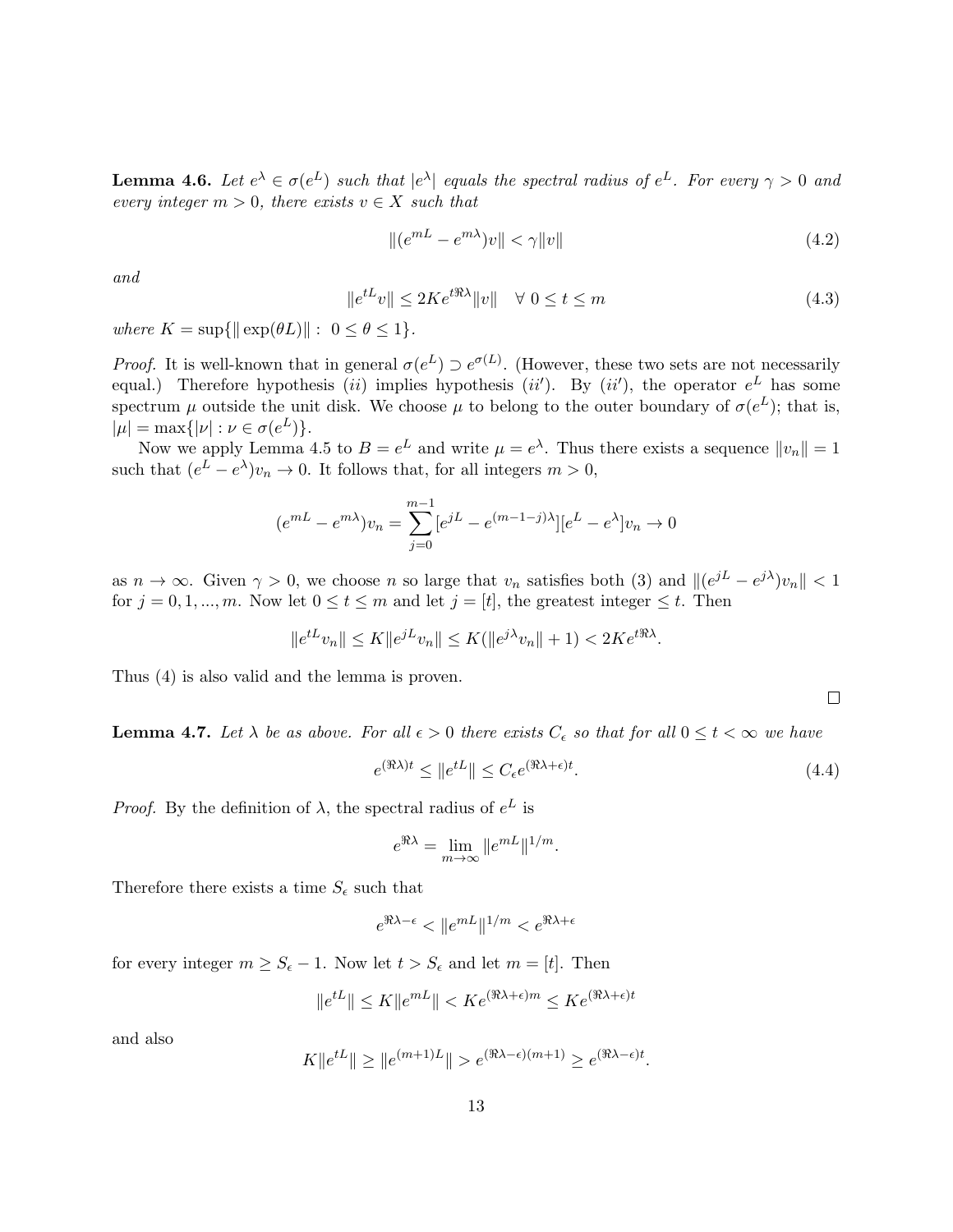**Lemma 4.6.** *Let $e^\lambda \in \sigma(e^L)$ such that $|e^\lambda|$ equals the spectral radius of $e^L$. For every $\gamma > 0$ and every integer $m > 0$, there exists $v \in X$ such that*

$$\|(e^{mL} - e^{m\lambda})v\| < \gamma\|v\| \tag{4.2}$$

*and*

$$\|e^{tL}v\| \le 2Ke^{t\Re\lambda}\|v\| \quad \forall\ 0 \le t \le m \tag{4.3}$$

*where $K = \sup\{\|\exp(\theta L)\| :\ 0 \le \theta \le 1\}$.*

*Proof.* It is well-known that in general $\sigma(e^L) \supset e^{\sigma(L)}$. (However, these two sets are not necessarily equal.) Therefore hypothesis $(ii)$ implies hypothesis $(ii')$. By $(ii')$, the operator $e^L$ has some spectrum $\mu$ outside the unit disk. We choose $\mu$ to belong to the outer boundary of $\sigma(e^L)$; that is, $|\mu| = \max\{|\nu| : \nu \in \sigma(e^L)\}$.

Now we apply Lemma 4.5 to $B = e^L$ and write $\mu = e^\lambda$. Thus there exists a sequence $\|v_n\| = 1$ such that $(e^L - e^\lambda)v_n \to 0$. It follows that, for all integers $m > 0$,

$$(e^{mL} - e^{m\lambda})v_n = \sum_{j=0}^{m-1}[e^{jL} - e^{(m-1-j)\lambda}][e^L - e^\lambda]v_n \to 0$$

as $n \to \infty$. Given $\gamma > 0$, we choose $n$ so large that $v_n$ satisfies both (3) and $\|(e^{jL} - e^{j\lambda})v_n\| < 1$ for $j = 0, 1, ..., m$. Now let $0 \le t \le m$ and let $j = [t]$, the greatest integer $\le t$. Then

$$\|e^{tL}v_n\| \le K\|e^{jL}v_n\| \le K(\|e^{j\lambda}v_n\| + 1) < 2Ke^{t\Re\lambda}.$$

Thus (4) is also valid and the lemma is proven.

□

**Lemma 4.7.** *Let $\lambda$ be as above. For all $\epsilon > 0$ there exists $C_\epsilon$ so that for all $0 \le t < \infty$ we have*

$$e^{(\Re\lambda)t} \le \|e^{tL}\| \le C_\epsilon e^{(\Re\lambda+\epsilon)t}. \tag{4.4}$$

*Proof.* By the definition of $\lambda$, the spectral radius of $e^L$ is

$$e^{\Re\lambda} = \lim_{m\to\infty}\|e^{mL}\|^{1/m}.$$

Therefore there exists a time $S_\epsilon$ such that

$$e^{\Re\lambda-\epsilon} < \|e^{mL}\|^{1/m} < e^{\Re\lambda+\epsilon}$$

for every integer $m \ge S_\epsilon - 1$. Now let $t > S_\epsilon$ and let $m = [t]$. Then

$$\|e^{tL}\| \le K\|e^{mL}\| < Ke^{(\Re\lambda+\epsilon)m} \le Ke^{(\Re\lambda+\epsilon)t}$$

and also

$$K\|e^{tL}\| \ge \|e^{(m+1)L}\| > e^{(\Re\lambda-\epsilon)(m+1)} \ge e^{(\Re\lambda-\epsilon)t}.$$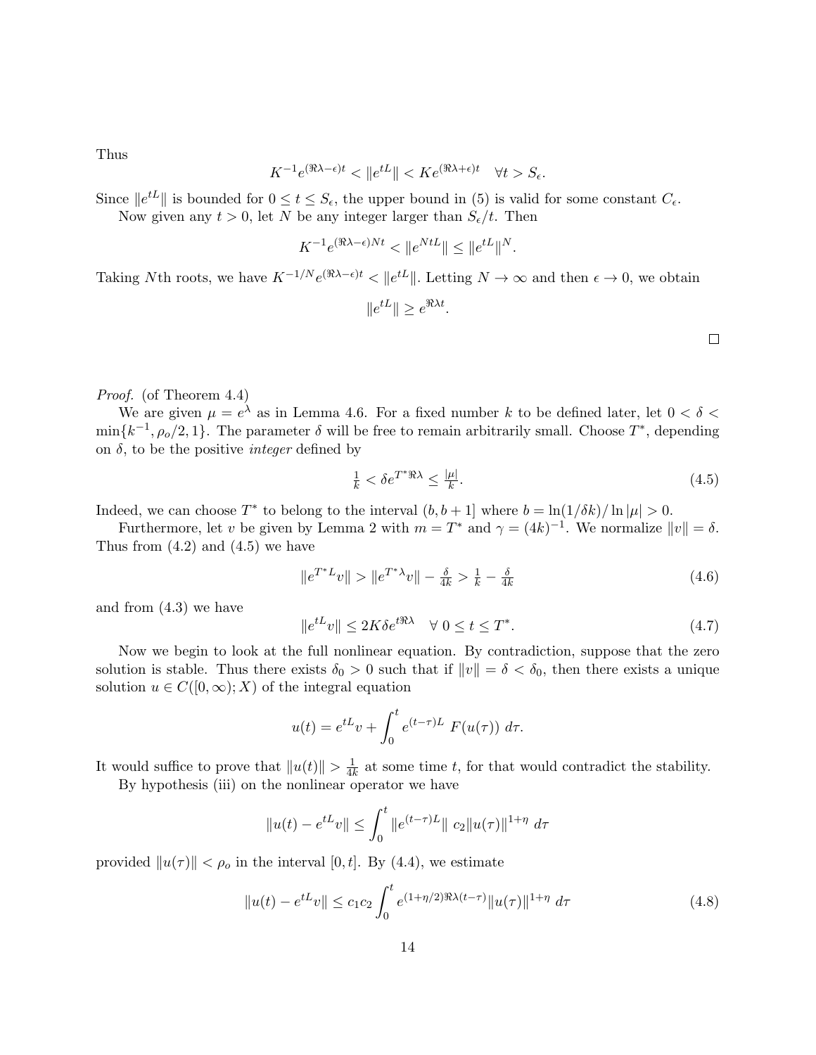Thus

$$K^{-1} e^{(\Re\lambda - \epsilon)t} < \|e^{tL}\| < K e^{(\Re\lambda + \epsilon)t} \quad \forall t > S_\epsilon.$$

Since $\|e^{tL}\|$ is bounded for $0 \le t \le S_\epsilon$, the upper bound in (5) is valid for some constant $C_\epsilon$.

Now given any $t > 0$, let $N$ be any integer larger than $S_\epsilon / t$. Then

$$K^{-1} e^{(\Re\lambda - \epsilon)Nt} < \|e^{NtL}\| \le \|e^{tL}\|^N.$$

Taking $N$th roots, we have $K^{-1/N} e^{(\Re\lambda - \epsilon)t} < \|e^{tL}\|$. Letting $N \to \infty$ and then $\epsilon \to 0$, we obtain

$$\|e^{tL}\| \ge e^{\Re\lambda t}.$$

□

*Proof.* (of Theorem 4.4)

We are given $\mu = e^\lambda$ as in Lemma 4.6. For a fixed number $k$ to be defined later, let $0 < \delta < \min\{k^{-1}, \rho_o/2, 1\}$. The parameter $\delta$ will be free to remain arbitrarily small. Choose $T^*$, depending on $\delta$, to be the positive *integer* defined by

$$\tfrac{1}{k} < \delta e^{T^* \Re\lambda} \le \tfrac{|\mu|}{k}. \tag{4.5}$$

Indeed, we can choose $T^*$ to belong to the interval $(b, b+1]$ where $b = \ln(1/\delta k) / \ln|\mu| > 0$.

Furthermore, let $v$ be given by Lemma 2 with $m = T^*$ and $\gamma = (4k)^{-1}$. We normalize $\|v\| = \delta$. Thus from (4.2) and (4.5) we have

$$\|e^{T^* L} v\| > \|e^{T^* \lambda} v\| - \tfrac{\delta}{4k} > \tfrac{1}{k} - \tfrac{\delta}{4k} \tag{4.6}$$

and from (4.3) we have

$$\|e^{tL} v\| \le 2K\delta e^{t\Re\lambda} \quad \forall\ 0 \le t \le T^*. \tag{4.7}$$

Now we begin to look at the full nonlinear equation. By contradiction, suppose that the zero solution is stable. Thus there exists $\delta_0 > 0$ such that if $\|v\| = \delta < \delta_0$, then there exists a unique solution $u \in C([0, \infty); X)$ of the integral equation

$$u(t) = e^{tL} v + \int_0^t e^{(t-\tau)L}\ F(u(\tau))\ d\tau.$$

It would suffice to prove that $\|u(t)\| > \frac{1}{4k}$ at some time $t$, for that would contradict the stability.

By hypothesis (iii) on the nonlinear operator we have

$$\|u(t) - e^{tL} v\| \le \int_0^t \|e^{(t-\tau)L}\|\ c_2 \|u(\tau)\|^{1+\eta}\ d\tau$$

provided $\|u(\tau)\| < \rho_o$ in the interval $[0, t]$. By (4.4), we estimate

$$\|u(t) - e^{tL} v\| \le c_1 c_2 \int_0^t e^{(1+\eta/2)\Re\lambda(t-\tau)} \|u(\tau)\|^{1+\eta}\ d\tau \tag{4.8}$$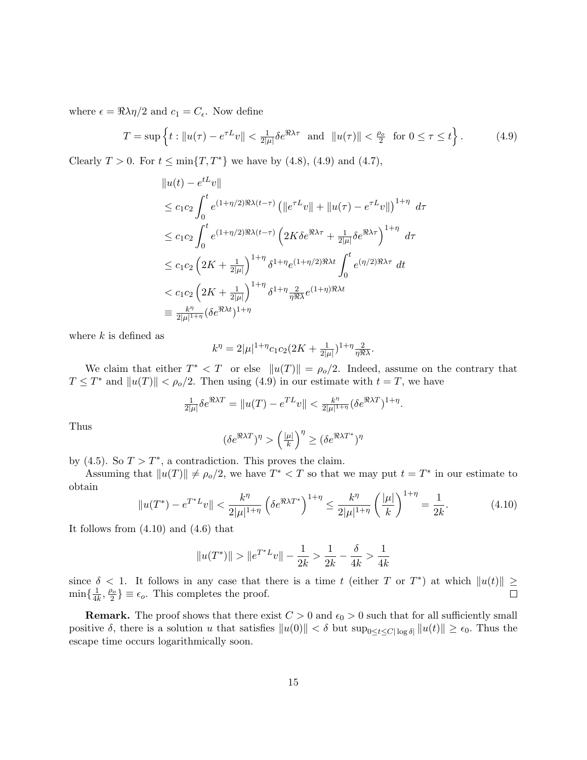where $\epsilon = \Re\lambda\eta/2$ and $c_1 = C_\epsilon$. Now define

$$T = \sup\left\{t : \|u(\tau) - e^{\tau L}v\| < \tfrac{1}{2|\mu|}\delta e^{\Re\lambda\tau} \text{ and } \|u(\tau)\| < \tfrac{\rho_o}{2} \text{ for } 0 \le \tau \le t\right\}. \tag{4.9}$$

Clearly $T > 0$. For $t \le \min\{T, T^*\}$ we have by (4.8), (4.9) and (4.7),

$$\begin{aligned}
&\|u(t) - e^{tL}v\| \\
&\le c_1 c_2 \int_0^t e^{(1+\eta/2)\Re\lambda(t-\tau)} \left(\|e^{\tau L}v\| + \|u(\tau) - e^{\tau L}v\|\right)^{1+\eta} \, d\tau \\
&\le c_1 c_2 \int_0^t e^{(1+\eta/2)\Re\lambda(t-\tau)} \left(2K\delta e^{\Re\lambda\tau} + \tfrac{1}{2|\mu|}\delta e^{\Re\lambda\tau}\right)^{1+\eta} \, d\tau \\
&\le c_1 c_2 \left(2K + \tfrac{1}{2|\mu|}\right)^{1+\eta} \delta^{1+\eta} e^{(1+\eta/2)\Re\lambda t} \int_0^t e^{(\eta/2)\Re\lambda\tau} \, dt \\
&< c_1 c_2 \left(2K + \tfrac{1}{2|\mu|}\right)^{1+\eta} \delta^{1+\eta} \tfrac{2}{\eta\Re\lambda} e^{(1+\eta)\Re\lambda t} \\
&\equiv \tfrac{k^\eta}{2|\mu|^{1+\eta}} (\delta e^{\Re\lambda t})^{1+\eta}
\end{aligned}$$

where $k$ is defined as

$$k^\eta = 2|\mu|^{1+\eta} c_1 c_2 (2K + \tfrac{1}{2|\mu|})^{1+\eta} \tfrac{2}{\eta\Re\lambda}.$$

We claim that either $T^* < T$ or else $\|u(T)\| = \rho_o/2$. Indeed, assume on the contrary that $T \le T^*$ and $\|u(T)\| < \rho_o/2$. Then using (4.9) in our estimate with $t = T$, we have

$$\tfrac{1}{2|\mu|}\delta e^{\Re\lambda T} = \|u(T) - e^{TL}v\| < \tfrac{k^\eta}{2|\mu|^{1+\eta}} (\delta e^{\Re\lambda T})^{1+\eta}.$$

Thus

$$(\delta e^{\Re\lambda T})^\eta > \left(\tfrac{|\mu|}{k}\right)^\eta \ge (\delta e^{\Re\lambda T^*})^\eta$$

by (4.5). So $T > T^*$, a contradiction. This proves the claim.

Assuming that $\|u(T)\| \ne \rho_o/2$, we have $T^* < T$ so that we may put $t = T^*$ in our estimate to obtain

$$\|u(T^*) - e^{T^*L}v\| < \frac{k^\eta}{2|\mu|^{1+\eta}} \left(\delta e^{\Re\lambda T^*}\right)^{1+\eta} \le \frac{k^\eta}{2|\mu|^{1+\eta}} \left(\frac{|\mu|}{k}\right)^{1+\eta} = \frac{1}{2k}. \tag{4.10}$$

It follows from (4.10) and (4.6) that

$$\|u(T^*)\| > \|e^{T^*L}v\| - \frac{1}{2k} > \frac{1}{2k} - \frac{\delta}{4k} > \frac{1}{4k}$$

since $\delta < 1$. It follows in any case that there is a time $t$ (either $T$ or $T^*$) at which $\|u(t)\| \ge \min\{\frac{1}{4k}, \frac{\rho_o}{2}\} \equiv \epsilon_o$. This completes the proof. $\square$

**Remark.** The proof shows that there exist $C > 0$ and $\epsilon_0 > 0$ such that for all sufficiently small positive $\delta$, there is a solution $u$ that satisfies $\|u(0)\| < \delta$ but $\sup_{0 \le t \le C|\log\delta|} \|u(t)\| \ge \epsilon_0$. Thus the escape time occurs logarithmically soon.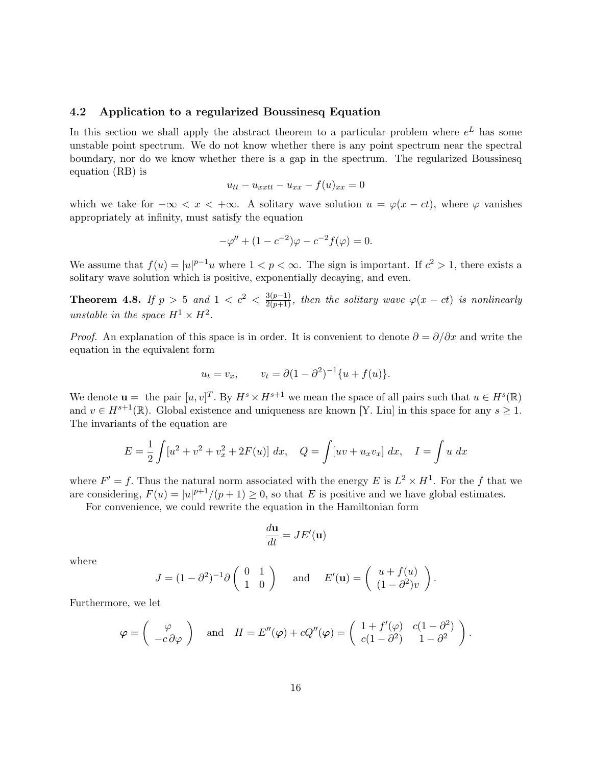### 4.2 Application to a regularized Boussinesq Equation

In this section we shall apply the abstract theorem to a particular problem where $e^L$ has some unstable point spectrum. We do not know whether there is any point spectrum near the spectral boundary, nor do we know whether there is a gap in the spectrum. The regularized Boussinesq equation (RB) is

$$u_{tt} - u_{xxtt} - u_{xx} - f(u)_{xx} = 0$$

which we take for $-\infty < x < +\infty$. A solitary wave solution $u = \varphi(x - ct)$, where $\varphi$ vanishes appropriately at infinity, must satisfy the equation

$$-\varphi'' + (1 - c^{-2})\varphi - c^{-2} f(\varphi) = 0.$$

We assume that $f(u) = |u|^{p-1}u$ where $1 < p < \infty$. The sign is important. If $c^2 > 1$, there exists a solitary wave solution which is positive, exponentially decaying, and even.

**Theorem 4.8.** *If $p > 5$ and $1 < c^2 < \frac{3(p-1)}{2(p+1)}$, then the solitary wave $\varphi(x - ct)$ is nonlinearly unstable in the space $H^1 \times H^2$.*

*Proof.* An explanation of this space is in order. It is convenient to denote $\partial = \partial/\partial x$ and write the equation in the equivalent form

$$u_t = v_x, \qquad v_t = \partial(1 - \partial^2)^{-1}\{u + f(u)\}.$$

We denote $\mathbf{u} =$ the pair $[u, v]^T$. By $H^s \times H^{s+1}$ we mean the space of all pairs such that $u \in H^s(\mathbb{R})$ and $v \in H^{s+1}(\mathbb{R})$. Global existence and uniqueness are known [Y. Liu] in this space for any $s \geq 1$. The invariants of the equation are

$$E = \frac{1}{2}\int [u^2 + v^2 + v_x^2 + 2F(u)]\, dx, \quad Q = \int [uv + u_x v_x]\, dx, \quad I = \int u\, dx$$

where $F' = f$. Thus the natural norm associated with the energy $E$ is $L^2 \times H^1$. For the $f$ that we are considering, $F(u) = |u|^{p+1}/(p+1) \geq 0$, so that $E$ is positive and we have global estimates.

For convenience, we could rewrite the equation in the Hamiltonian form

$$\frac{d\mathbf{u}}{dt} = JE'(\mathbf{u})$$

where

$$J = (1 - \partial^2)^{-1}\partial \begin{pmatrix} 0 & 1 \\ 1 & 0 \end{pmatrix} \quad \text{and} \quad E'(\mathbf{u}) = \begin{pmatrix} u + f(u) \\ (1 - \partial^2)v \end{pmatrix}.$$

Furthermore, we let

$$\boldsymbol{\varphi} = \begin{pmatrix} \varphi \\ -c\,\partial\varphi \end{pmatrix} \quad \text{and} \quad H = E''(\boldsymbol{\varphi}) + cQ''(\boldsymbol{\varphi}) = \begin{pmatrix} 1 + f'(\varphi) & c(1 - \partial^2) \\ c(1 - \partial^2) & 1 - \partial^2 \end{pmatrix}.$$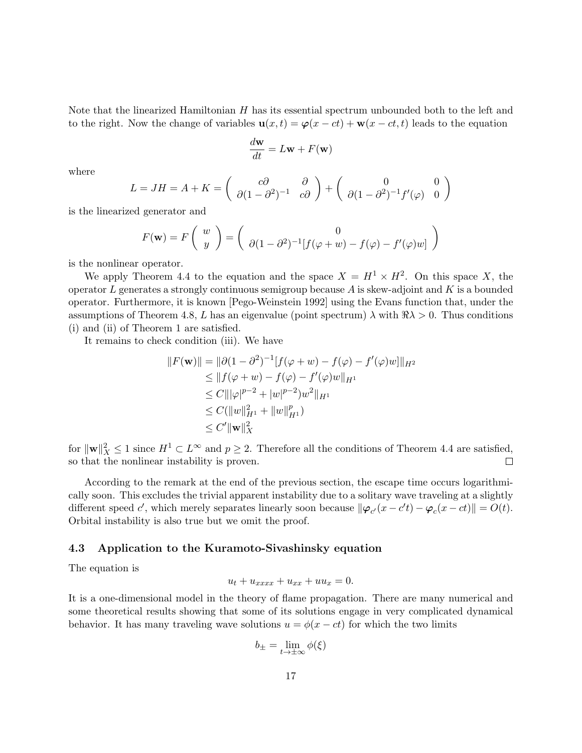Note that the linearized Hamiltonian $H$ has its essential spectrum unbounded both to the left and to the right. Now the change of variables $\mathbf{u}(x,t) = \boldsymbol{\varphi}(x-ct) + \mathbf{w}(x-ct,t)$ leads to the equation

$$\frac{d\mathbf{w}}{dt} = L\mathbf{w} + F(\mathbf{w})$$

where

$$L = JH = A + K = \begin{pmatrix} c\partial & \partial \\ \partial(1-\partial^2)^{-1} & c\partial \end{pmatrix} + \begin{pmatrix} 0 & 0 \\ \partial(1-\partial^2)^{-1} f'(\varphi) & 0 \end{pmatrix}$$

is the linearized generator and

$$F(\mathbf{w}) = F\begin{pmatrix} w \\ y \end{pmatrix} = \begin{pmatrix} 0 \\ \partial(1-\partial^2)^{-1}[f(\varphi+w) - f(\varphi) - f'(\varphi)w] \end{pmatrix}$$

is the nonlinear operator.

We apply Theorem 4.4 to the equation and the space $X = H^1 \times H^2$. On this space $X$, the operator $L$ generates a strongly continuous semigroup because $A$ is skew-adjoint and $K$ is a bounded operator. Furthermore, it is known [Pego-Weinstein 1992] using the Evans function that, under the assumptions of Theorem 4.8, $L$ has an eigenvalue (point spectrum) $\lambda$ with $\Re\lambda > 0$. Thus conditions (i) and (ii) of Theorem 1 are satisfied.

It remains to check condition (iii). We have

$$\begin{aligned}
\|F(\mathbf{w})\| &= \|\partial(1-\partial^2)^{-1}[f(\varphi+w) - f(\varphi) - f'(\varphi)w]\|_{H^2} \\
&\leq \|f(\varphi+w) - f(\varphi) - f'(\varphi)w\|_{H^1} \\
&\leq C\|(|\varphi|^{p-2} + |w|^{p-2})w^2\|_{H^1} \\
&\leq C(\|w\|_{H^1}^2 + \|w\|_{H^1}^p) \\
&\leq C'\|\mathbf{w}\|_X^2
\end{aligned}$$

for $\|\mathbf{w}\|_X^2 \leq 1$ since $H^1 \subset L^\infty$ and $p \geq 2$. Therefore all the conditions of Theorem 4.4 are satisfied, so that the nonlinear instability is proven. $\square$

According to the remark at the end of the previous section, the escape time occurs logarithmically soon. This excludes the trivial apparent instability due to a solitary wave traveling at a slightly different speed $c'$, which merely separates linearly soon because $\|\boldsymbol{\varphi}_{c'}(x-c't) - \boldsymbol{\varphi}_c(x-ct)\| = O(t)$. Orbital instability is also true but we omit the proof.

### 4.3 Application to the Kuramoto-Sivashinsky equation

The equation is

$$u_t + u_{xxxx} + u_{xx} + uu_x = 0.$$

It is a one-dimensional model in the theory of flame propagation. There are many numerical and some theoretical results showing that some of its solutions engage in very complicated dynamical behavior. It has many traveling wave solutions $u = \phi(x-ct)$ for which the two limits

$$b_\pm = \lim_{t\to\pm\infty} \phi(\xi)$$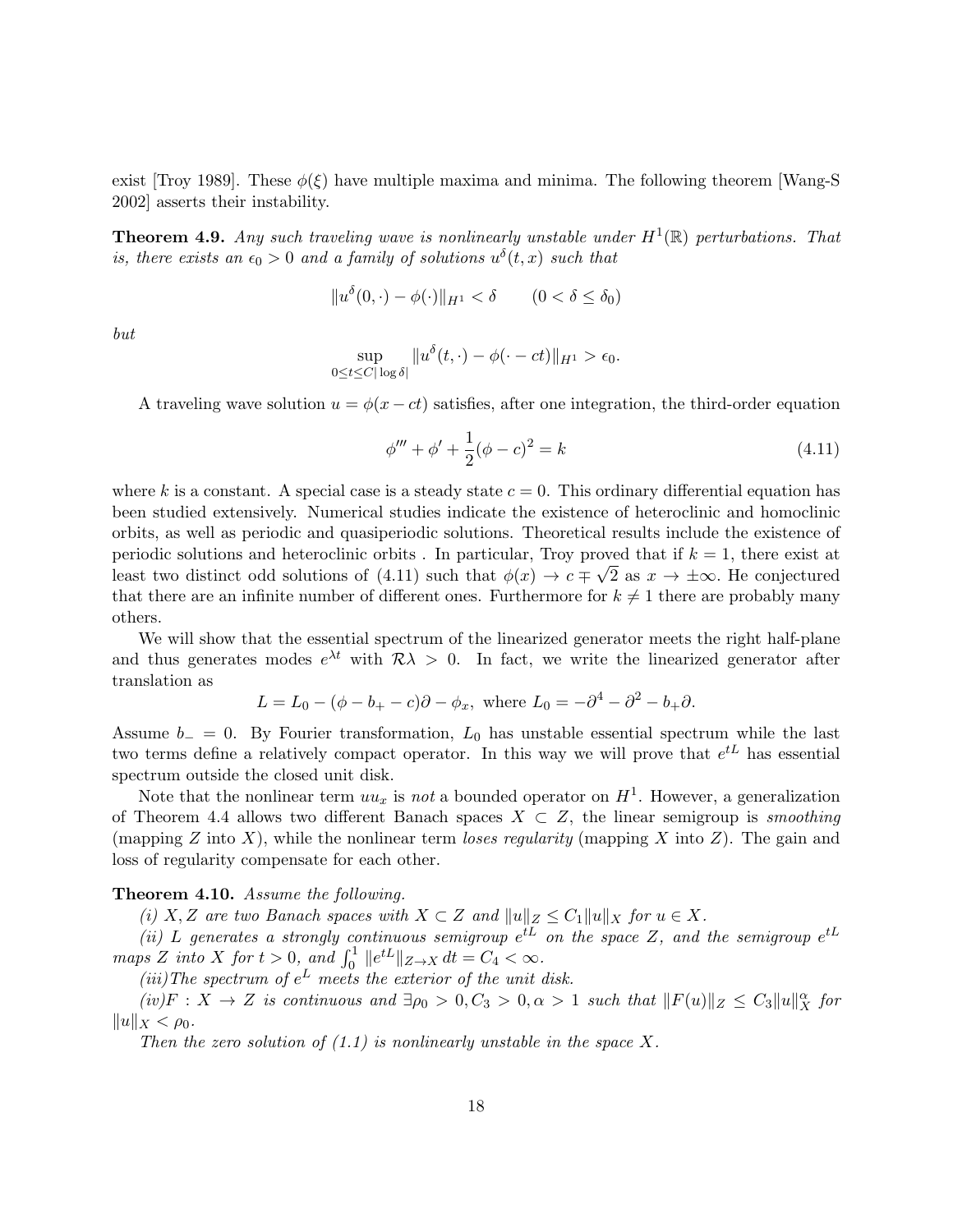exist [Troy 1989]. These $\phi(\xi)$ have multiple maxima and minima. The following theorem [Wang-S 2002] asserts their instability.

**Theorem 4.9.** *Any such traveling wave is nonlinearly unstable under $H^1(\mathbb{R})$ perturbations. That is, there exists an $\epsilon_0 > 0$ and a family of solutions $u^\delta(t,x)$ such that*

$$\|u^\delta(0,\cdot) - \phi(\cdot)\|_{H^1} < \delta \qquad (0 < \delta \leq \delta_0)$$

*but*

$$\sup_{0 \leq t \leq C|\log\delta|} \|u^\delta(t,\cdot) - \phi(\cdot - ct)\|_{H^1} > \epsilon_0.$$

A traveling wave solution $u = \phi(x - ct)$ satisfies, after one integration, the third-order equation

$$\phi''' + \phi' + \frac{1}{2}(\phi - c)^2 = k \tag{4.11}$$

where $k$ is a constant. A special case is a steady state $c = 0$. This ordinary differential equation has been studied extensively. Numerical studies indicate the existence of heteroclinic and homoclinic orbits, as well as periodic and quasiperiodic solutions. Theoretical results include the existence of periodic solutions and heteroclinic orbits . In particular, Troy proved that if $k = 1$, there exist at least two distinct odd solutions of (4.11) such that $\phi(x) \to c \mp \sqrt{2}$ as $x \to \pm\infty$. He conjectured that there are an infinite number of different ones. Furthermore for $k \neq 1$ there are probably many others.

We will show that the essential spectrum of the linearized generator meets the right half-plane and thus generates modes $e^{\lambda t}$ with $\mathcal{R}\lambda > 0$. In fact, we write the linearized generator after translation as

$$L = L_0 - (\phi - b_+ - c)\partial - \phi_x, \text{ where } L_0 = -\partial^4 - \partial^2 - b_+\partial.$$

Assume $b_- = 0$. By Fourier transformation, $L_0$ has unstable essential spectrum while the last two terms define a relatively compact operator. In this way we will prove that $e^{tL}$ has essential spectrum outside the closed unit disk.

Note that the nonlinear term $uu_x$ is *not* a bounded operator on $H^1$. However, a generalization of Theorem 4.4 allows two different Banach spaces $X \subset Z$, the linear semigroup is *smoothing* (mapping $Z$ into $X$), while the nonlinear term *loses regularity* (mapping $X$ into $Z$). The gain and loss of regularity compensate for each other.

**Theorem 4.10.** *Assume the following.*

*(i) $X, Z$ are two Banach spaces with $X \subset Z$ and $\|u\|_Z \leq C_1\|u\|_X$ for $u \in X$.*

*(ii) $L$ generates a strongly continuous semigroup $e^{tL}$ on the space $Z$, and the semigroup $e^{tL}$ maps $Z$ into $X$ for $t > 0$, and $\int_0^1 \|e^{tL}\|_{Z\to X}\, dt = C_4 < \infty$.*

*(iii)The spectrum of $e^L$ meets the exterior of the unit disk.*

*(iv)$F : X \to Z$ is continuous and $\exists \rho_0 > 0, C_3 > 0, \alpha > 1$ such that $\|F(u)\|_Z \leq C_3\|u\|_X^\alpha$ for $\|u\|_X < \rho_0$.*

*Then the zero solution of (1.1) is nonlinearly unstable in the space $X$.*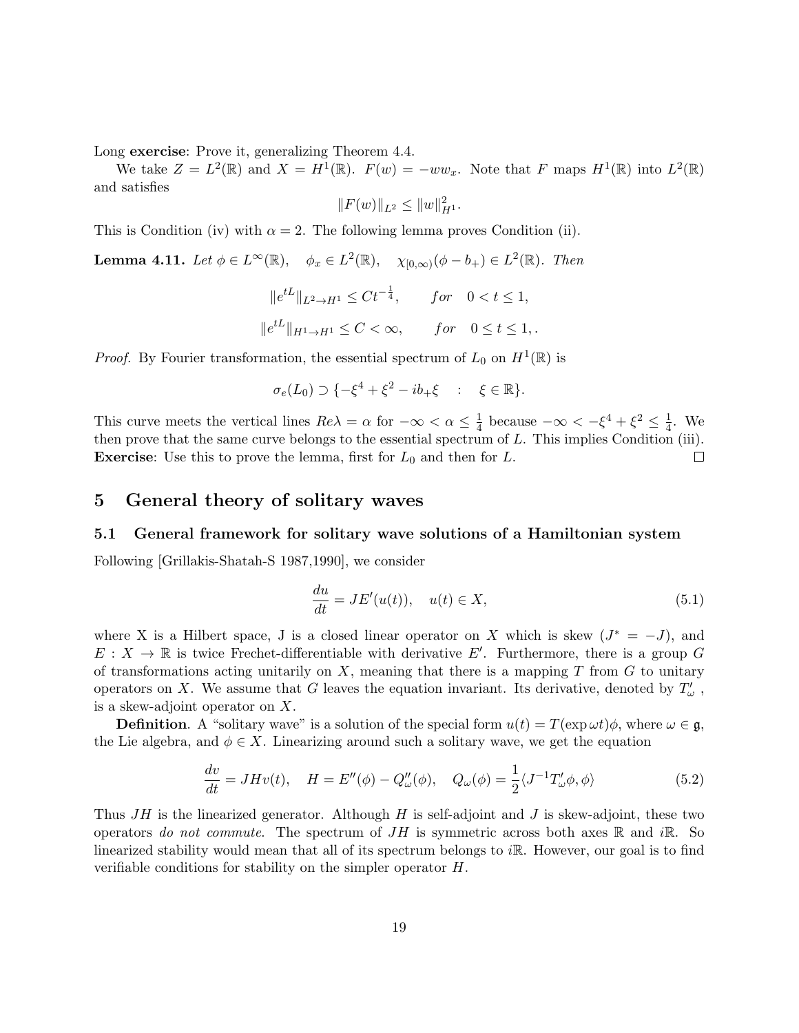Long **exercise**: Prove it, generalizing Theorem 4.4.

We take $Z = L^2(\mathbb{R})$ and $X = H^1(\mathbb{R})$. $F(w) = -ww_x$. Note that $F$ maps $H^1(\mathbb{R})$ into $L^2(\mathbb{R})$ and satisfies

$$\|F(w)\|_{L^2} \leq \|w\|_{H^1}^2.$$

This is Condition (iv) with $\alpha = 2$. The following lemma proves Condition (ii).

**Lemma 4.11.** *Let* $\phi \in L^\infty(\mathbb{R}), \quad \phi_x \in L^2(\mathbb{R}), \quad \chi_{[0,\infty)}(\phi - b_+) \in L^2(\mathbb{R})$*. Then*

$$\|e^{tL}\|_{L^2 \to H^1} \leq Ct^{-\frac{1}{4}}, \qquad for \quad 0 < t \leq 1,$$

$$\|e^{tL}\|_{H^1 \to H^1} \leq C < \infty, \qquad for \quad 0 \leq t \leq 1,.$$

*Proof.* By Fourier transformation, the essential spectrum of $L_0$ on $H^1(\mathbb{R})$ is

$$\sigma_e(L_0) \supset \{-\xi^4 + \xi^2 - ib_+\xi \quad : \quad \xi \in \mathbb{R}\}.$$

This curve meets the vertical lines $Re\lambda = \alpha$ for $-\infty < \alpha \leq \frac{1}{4}$ because $-\infty < -\xi^4 + \xi^2 \leq \frac{1}{4}$. We then prove that the same curve belongs to the essential spectrum of $L$. This implies Condition (iii). **Exercise**: Use this to prove the lemma, first for $L_0$ and then for $L$. $\square$

# 5 General theory of solitary waves

## 5.1 General framework for solitary wave solutions of a Hamiltonian system

Following [Grillakis-Shatah-S 1987,1990], we consider

$$\frac{du}{dt} = JE'(u(t)), \quad u(t) \in X, \tag{5.1}$$

where X is a Hilbert space, J is a closed linear operator on $X$ which is skew ($J^* = -J$), and $E : X \to \mathbb{R}$ is twice Frechet-differentiable with derivative $E'$. Furthermore, there is a group $G$ of transformations acting unitarily on $X$, meaning that there is a mapping $T$ from $G$ to unitary operators on $X$. We assume that $G$ leaves the equation invariant. Its derivative, denoted by $T'_\omega$, is a skew-adjoint operator on $X$.

**Definition**. A "solitary wave" is a solution of the special form $u(t) = T(\exp \omega t)\phi$, where $\omega \in \mathfrak{g}$, the Lie algebra, and $\phi \in X$. Linearizing around such a solitary wave, we get the equation

$$\frac{dv}{dt} = JHv(t), \quad H = E''(\phi) - Q''_\omega(\phi), \quad Q_\omega(\phi) = \frac{1}{2}\langle J^{-1}T'_\omega\phi, \phi\rangle \tag{5.2}$$

Thus $JH$ is the linearized generator. Although $H$ is self-adjoint and $J$ is skew-adjoint, these two operators *do not commute*. The spectrum of $JH$ is symmetric across both axes $\mathbb{R}$ and $i\mathbb{R}$. So linearized stability would mean that all of its spectrum belongs to $i\mathbb{R}$. However, our goal is to find verifiable conditions for stability on the simpler operator $H$.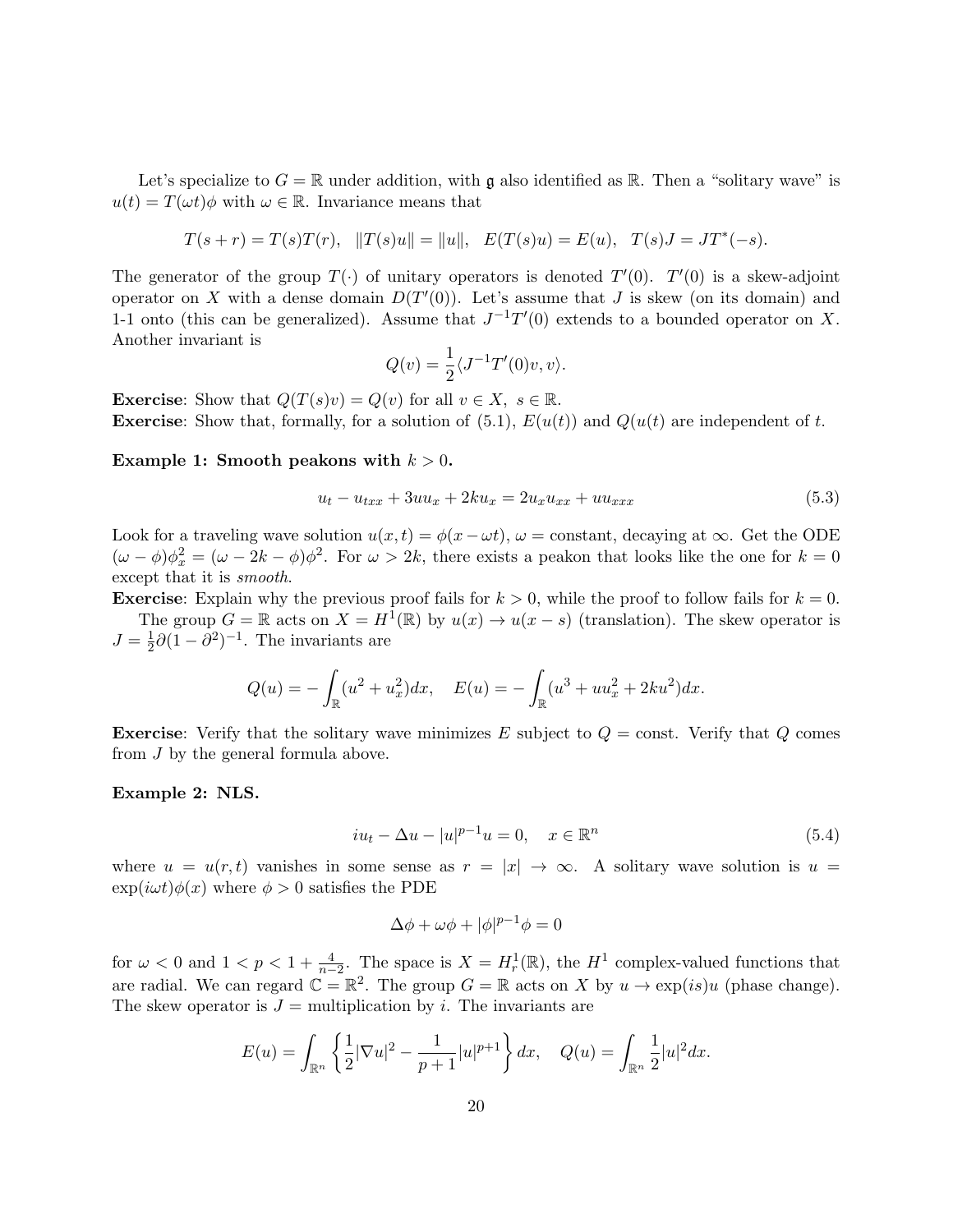Let's specialize to $G = \mathbb{R}$ under addition, with $\mathfrak{g}$ also identified as $\mathbb{R}$. Then a "solitary wave" is $u(t) = T(\omega t)\phi$ with $\omega \in \mathbb{R}$. Invariance means that

$$T(s+r) = T(s)T(r), \quad \|T(s)u\| = \|u\|, \quad E(T(s)u) = E(u), \quad T(s)J = JT^*(-s).$$

The generator of the group $T(\cdot)$ of unitary operators is denoted $T'(0)$. $T'(0)$ is a skew-adjoint operator on $X$ with a dense domain $D(T'(0))$. Let's assume that $J$ is skew (on its domain) and 1-1 onto (this can be generalized). Assume that $J^{-1}T'(0)$ extends to a bounded operator on $X$. Another invariant is

$$Q(v) = \frac{1}{2}\langle J^{-1}T'(0)v, v\rangle.$$

**Exercise**: Show that $Q(T(s)v) = Q(v)$ for all $v \in X$, $s \in \mathbb{R}$.
**Exercise**: Show that, formally, for a solution of (5.1), $E(u(t))$ and $Q(u(t)$ are independent of $t$.

**Example 1: Smooth peakons with $k > 0$.**

$$u_t - u_{txx} + 3uu_x + 2ku_x = 2u_x u_{xx} + uu_{xxx} \tag{5.3}$$

Look for a traveling wave solution $u(x,t) = \phi(x - \omega t)$, $\omega =$ constant, decaying at $\infty$. Get the ODE $(\omega - \phi)\phi_x^2 = (\omega - 2k - \phi)\phi^2$. For $\omega > 2k$, there exists a peakon that looks like the one for $k = 0$ except that it is *smooth*.
**Exercise**: Explain why the previous proof fails for $k > 0$, while the proof to follow fails for $k = 0$.

The group $G = \mathbb{R}$ acts on $X = H^1(\mathbb{R})$ by $u(x) \to u(x - s)$ (translation). The skew operator is $J = \frac{1}{2}\partial(1 - \partial^2)^{-1}$. The invariants are

$$Q(u) = -\int_{\mathbb{R}} (u^2 + u_x^2)dx, \quad E(u) = -\int_{\mathbb{R}} (u^3 + uu_x^2 + 2ku^2)dx.$$

**Exercise**: Verify that the solitary wave minimizes $E$ subject to $Q =$ const. Verify that $Q$ comes from $J$ by the general formula above.

**Example 2: NLS.**

$$iu_t - \Delta u - |u|^{p-1}u = 0, \quad x \in \mathbb{R}^n \tag{5.4}$$

where $u = u(r,t)$ vanishes in some sense as $r = |x| \to \infty$. A solitary wave solution is $u = \exp(i\omega t)\phi(x)$ where $\phi > 0$ satisfies the PDE

$$\Delta\phi + \omega\phi + |\phi|^{p-1}\phi = 0$$

for $\omega < 0$ and $1 < p < 1 + \frac{4}{n-2}$. The space is $X = H_r^1(\mathbb{R})$, the $H^1$ complex-valued functions that are radial. We can regard $\mathbb{C} = \mathbb{R}^2$. The group $G = \mathbb{R}$ acts on $X$ by $u \to \exp(is)u$ (phase change). The skew operator is $J =$ multiplication by $i$. The invariants are

$$E(u) = \int_{\mathbb{R}^n} \left\{\frac{1}{2}|\nabla u|^2 - \frac{1}{p+1}|u|^{p+1}\right\} dx, \quad Q(u) = \int_{\mathbb{R}^n} \frac{1}{2}|u|^2 dx.$$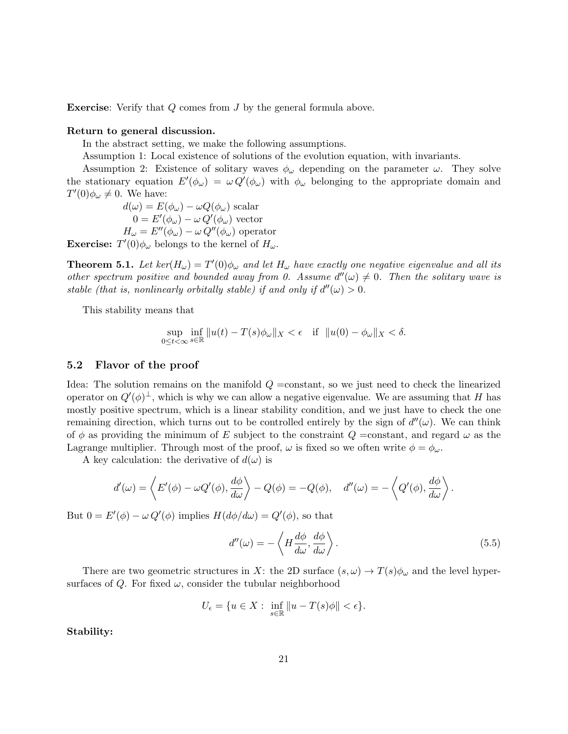**Exercise**: Verify that $Q$ comes from $J$ by the general formula above.

**Return to general discussion.**

In the abstract setting, we make the following assumptions.

Assumption 1: Local existence of solutions of the evolution equation, with invariants.

Assumption 2: Existence of solitary waves $\phi_\omega$ depending on the parameter $\omega$. They solve the stationary equation $E'(\phi_\omega) = \omega\, Q'(\phi_\omega)$ with $\phi_\omega$ belonging to the appropriate domain and $T'(0)\phi_\omega \neq 0$. We have:

$$d(\omega) = E(\phi_\omega) - \omega Q(\phi_\omega) \text{ scalar}$$
$$0 = E'(\phi_\omega) - \omega\, Q'(\phi_\omega) \text{ vector}$$
$$H_\omega = E''(\phi_\omega) - \omega\, Q''(\phi_\omega) \text{ operator}$$

**Exercise:** $T'(0)\phi_\omega$ belongs to the kernel of $H_\omega$.

**Theorem 5.1.** *Let $ker(H_\omega) = T'(0)\phi_\omega$ and let $H_\omega$ have exactly one negative eigenvalue and all its other spectrum positive and bounded away from 0. Assume $d''(\omega) \neq 0$. Then the solitary wave is stable (that is, nonlinearly orbitally stable) if and only if $d''(\omega) > 0$.*

This stability means that

$$\sup_{0 \le t < \infty} \inf_{s \in \mathbb{R}} \|u(t) - T(s)\phi_\omega\|_X < \epsilon \quad \text{if} \quad \|u(0) - \phi_\omega\|_X < \delta.$$

## 5.2 Flavor of the proof

Idea: The solution remains on the manifold $Q$ =constant, so we just need to check the linearized operator on $Q'(\phi)^\perp$, which is why we can allow a negative eigenvalue. We are assuming that $H$ has mostly positive spectrum, which is a linear stability condition, and we just have to check the one remaining direction, which turns out to be controlled entirely by the sign of $d''(\omega)$. We can think of $\phi$ as providing the minimum of $E$ subject to the constraint $Q$ =constant, and regard $\omega$ as the Lagrange multiplier. Through most of the proof, $\omega$ is fixed so we often write $\phi = \phi_\omega$.

A key calculation: the derivative of $d(\omega)$ is

$$d'(\omega) = \left\langle E'(\phi) - \omega Q'(\phi), \frac{d\phi}{d\omega} \right\rangle - Q(\phi) = -Q(\phi), \quad d''(\omega) = -\left\langle Q'(\phi), \frac{d\phi}{d\omega} \right\rangle.$$

But $0 = E'(\phi) - \omega\, Q'(\phi)$ implies $H(d\phi/d\omega) = Q'(\phi)$, so that

$$d''(\omega) = -\left\langle H\frac{d\phi}{d\omega}, \frac{d\phi}{d\omega} \right\rangle. \tag{5.5}$$

There are two geometric structures in $X$: the 2D surface $(s, \omega) \to T(s)\phi_\omega$ and the level hypersurfaces of $Q$. For fixed $\omega$, consider the tubular neighborhood

$$U_\epsilon = \{u \in X : \inf_{s \in \mathbb{R}} \|u - T(s)\phi\| < \epsilon\}.$$

**Stability:**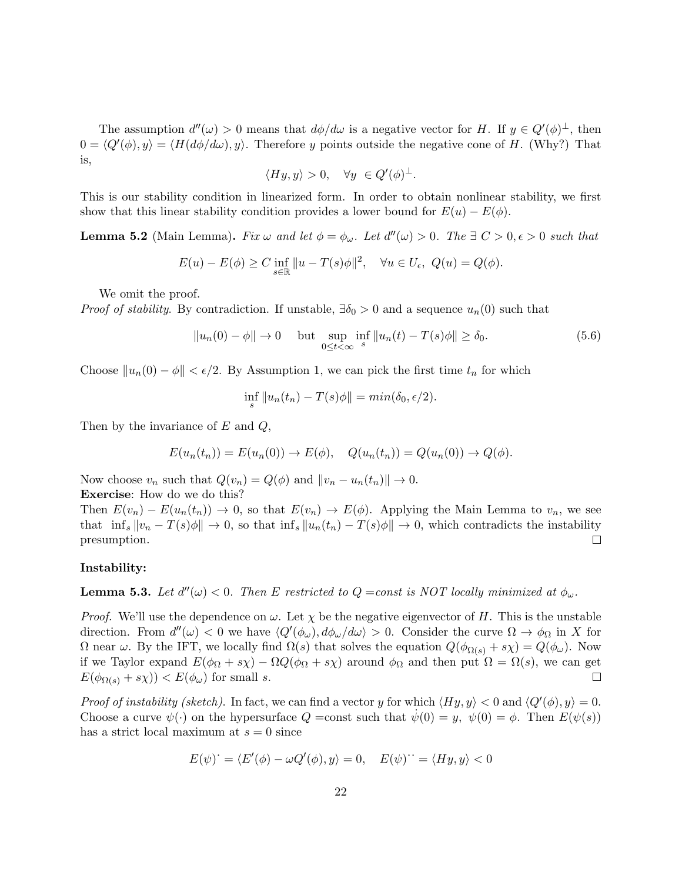The assumption $d''(\omega) > 0$ means that $d\phi/d\omega$ is a negative vector for $H$. If $y \in Q'(\phi)^\perp$, then $0 = \langle Q'(\phi), y\rangle = \langle H(d\phi/d\omega), y\rangle$. Therefore $y$ points outside the negative cone of $H$. (Why?) That is,

$$\langle Hy, y\rangle > 0, \quad \forall y \ \in Q'(\phi)^\perp.$$

This is our stability condition in linearized form. In order to obtain nonlinear stability, we first show that this linear stability condition provides a lower bound for $E(u) - E(\phi)$.

**Lemma 5.2** (Main Lemma)**.** *Fix $\omega$ and let $\phi = \phi_\omega$. Let $d''(\omega) > 0$. The $\exists$ $C > 0, \epsilon > 0$ such that*

$$E(u) - E(\phi) \geq C \inf_{s\in\mathbb{R}} \|u - T(s)\phi\|^2, \quad \forall u \in U_\epsilon, \ Q(u) = Q(\phi).$$

We omit the proof.

*Proof of stability.* By contradiction. If unstable, $\exists\delta_0 > 0$ and a sequence $u_n(0)$ such that

$$\|u_n(0) - \phi\| \to 0 \quad \text{ but } \sup_{0\leq t<\infty} \inf_s \|u_n(t) - T(s)\phi\| \geq \delta_0. \tag{5.6}$$

Choose $\|u_n(0) - \phi\| < \epsilon/2$. By Assumption 1, we can pick the first time $t_n$ for which

$$\inf_s \|u_n(t_n) - T(s)\phi\| = min(\delta_0, \epsilon/2).$$

Then by the invariance of $E$ and $Q$,

$$E(u_n(t_n)) = E(u_n(0)) \to E(\phi), \quad Q(u_n(t_n)) = Q(u_n(0)) \to Q(\phi).$$

Now choose $v_n$ such that $Q(v_n) = Q(\phi)$ and $\|v_n - u_n(t_n)\| \to 0$.
**Exercise**: How do we do this?
Then $E(v_n) - E(u_n(t_n)) \to 0$, so that $E(v_n) \to E(\phi)$. Applying the Main Lemma to $v_n$, we see that $\inf_s \|v_n - T(s)\phi\| \to 0$, so that $\inf_s \|u_n(t_n) - T(s)\phi\| \to 0$, which contradicts the instability presumption. ☐

**Instability:**

**Lemma 5.3.** *Let $d''(\omega) < 0$. Then $E$ restricted to $Q =$const is NOT locally minimized at $\phi_\omega$.*

*Proof.* We'll use the dependence on $\omega$. Let $\chi$ be the negative eigenvector of $H$. This is the unstable direction. From $d''(\omega) < 0$ we have $\langle Q'(\phi_\omega), d\phi_\omega/d\omega\rangle > 0$. Consider the curve $\Omega \to \phi_\Omega$ in $X$ for $\Omega$ near $\omega$. By the IFT, we locally find $\Omega(s)$ that solves the equation $Q(\phi_{\Omega(s)} + s\chi) = Q(\phi_\omega)$. Now if we Taylor expand $E(\phi_\Omega + s\chi) - \Omega Q(\phi_\Omega + s\chi)$ around $\phi_\Omega$ and then put $\Omega = \Omega(s)$, we can get $E(\phi_{\Omega(s)} + s\chi)) < E(\phi_\omega)$ for small $s$. ☐

*Proof of instability (sketch).* In fact, we can find a vector $y$ for which $\langle Hy, y\rangle < 0$ and $\langle Q'(\phi), y\rangle = 0$. Choose a curve $\psi(\cdot)$ on the hypersurface $Q =$const such that $\dot{\psi}(0) = y, \ \psi(0) = \phi$. Then $E(\psi(s))$ has a strict local maximum at $s = 0$ since

$$E(\psi)^{\cdot} = \langle E'(\phi) - \omega Q'(\phi), y\rangle = 0, \quad E(\psi)^{\cdot\cdot} = \langle Hy, y\rangle < 0$$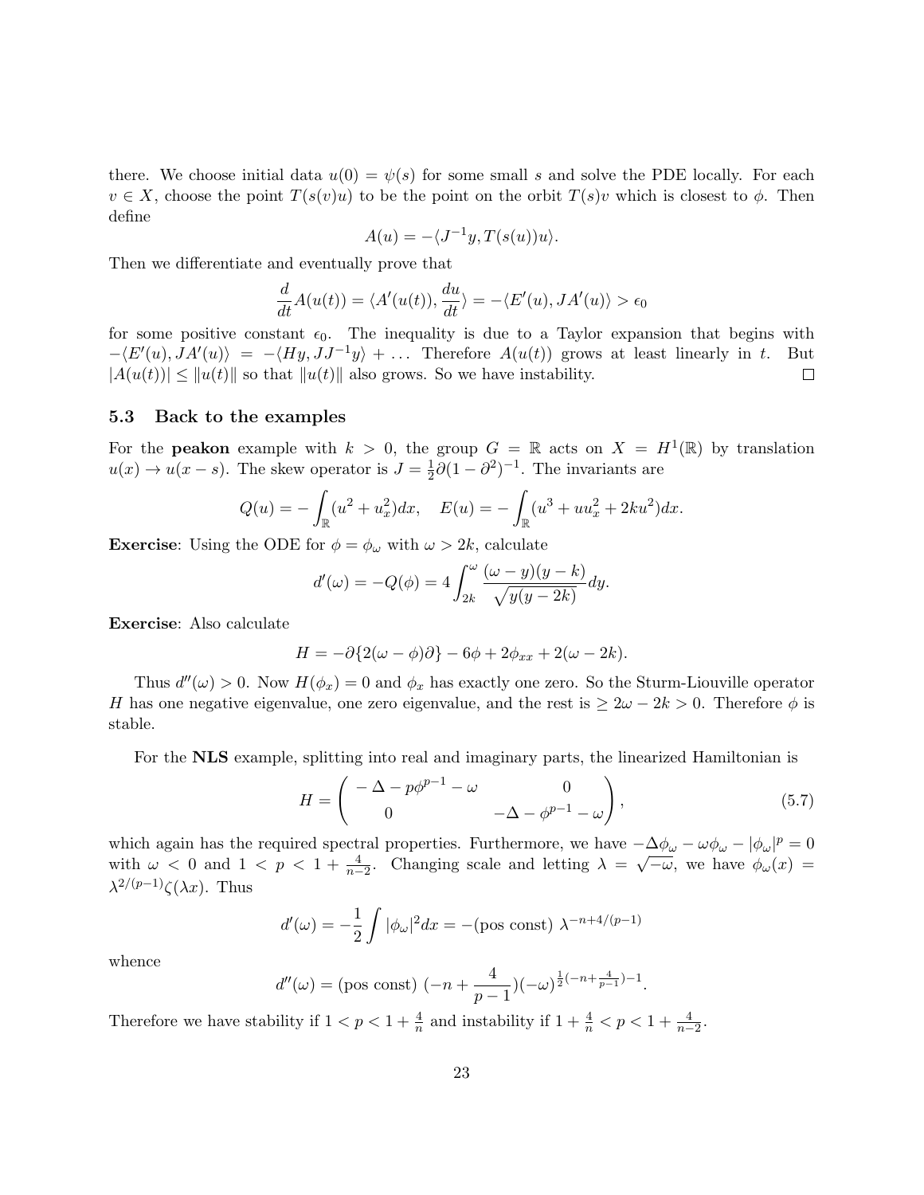there. We choose initial data $u(0) = \psi(s)$ for some small $s$ and solve the PDE locally. For each $v \in X$, choose the point $T(s(v)u)$ to be the point on the orbit $T(s)v$ which is closest to $\phi$. Then define

$$A(u) = -\langle J^{-1}y, T(s(u))u\rangle.$$

Then we differentiate and eventually prove that

$$\frac{d}{dt}A(u(t)) = \langle A'(u(t)), \frac{du}{dt}\rangle = -\langle E'(u), JA'(u)\rangle > \epsilon_0$$

for some positive constant $\epsilon_0$. The inequality is due to a Taylor expansion that begins with $-\langle E'(u), JA'(u)\rangle = -\langle Hy, JJ^{-1}y\rangle + \dots$ Therefore $A(u(t))$ grows at least linearly in $t$. But $|A(u(t))| \le \|u(t)\|$ so that $\|u(t)\|$ also grows. So we have instability. $\square$

### 5.3 Back to the examples

For the **peakon** example with $k > 0$, the group $G = \mathbb{R}$ acts on $X = H^1(\mathbb{R})$ by translation $u(x) \to u(x - s)$. The skew operator is $J = \frac{1}{2}\partial(1 - \partial^2)^{-1}$. The invariants are

$$Q(u) = -\int_{\mathbb{R}}(u^2 + u_x^2)dx, \quad E(u) = -\int_{\mathbb{R}}(u^3 + uu_x^2 + 2ku^2)dx.$$

**Exercise**: Using the ODE for $\phi = \phi_\omega$ with $\omega > 2k$, calculate

$$d'(\omega) = -Q(\phi) = 4\int_{2k}^{\omega}\frac{(\omega - y)(y - k)}{\sqrt{y(y - 2k)}}dy.$$

**Exercise**: Also calculate

$$H = -\partial\{2(\omega - \phi)\partial\} - 6\phi + 2\phi_{xx} + 2(\omega - 2k).$$

Thus $d''(\omega) > 0$. Now $H(\phi_x) = 0$ and $\phi_x$ has exactly one zero. So the Sturm-Liouville operator $H$ has one negative eigenvalue, one zero eigenvalue, and the rest is $\ge 2\omega - 2k > 0$. Therefore $\phi$ is stable.

For the **NLS** example, splitting into real and imaginary parts, the linearized Hamiltonian is

$$H = \begin{pmatrix} -\Delta - p\phi^{p-1} - \omega & 0 \\ 0 & -\Delta - \phi^{p-1} - \omega \end{pmatrix}, \tag{5.7}$$

which again has the required spectral properties. Furthermore, we have $-\Delta\phi_\omega - \omega\phi_\omega - |\phi_\omega|^p = 0$ with $\omega < 0$ and $1 < p < 1 + \frac{4}{n-2}$. Changing scale and letting $\lambda = \sqrt{-\omega}$, we have $\phi_\omega(x) = \lambda^{2/(p-1)}\zeta(\lambda x)$. Thus

$$d'(\omega) = -\frac{1}{2}\int|\phi_\omega|^2 dx = -(\text{pos const})\ \lambda^{-n+4/(p-1)}$$

whence

$$d''(\omega) = (\text{pos const})\ (-n + \frac{4}{p-1})(-\omega)^{\frac{1}{2}(-n+\frac{4}{p-1})-1}.$$

Therefore we have stability if $1 < p < 1 + \frac{4}{n}$ and instability if $1 + \frac{4}{n} < p < 1 + \frac{4}{n-2}$.